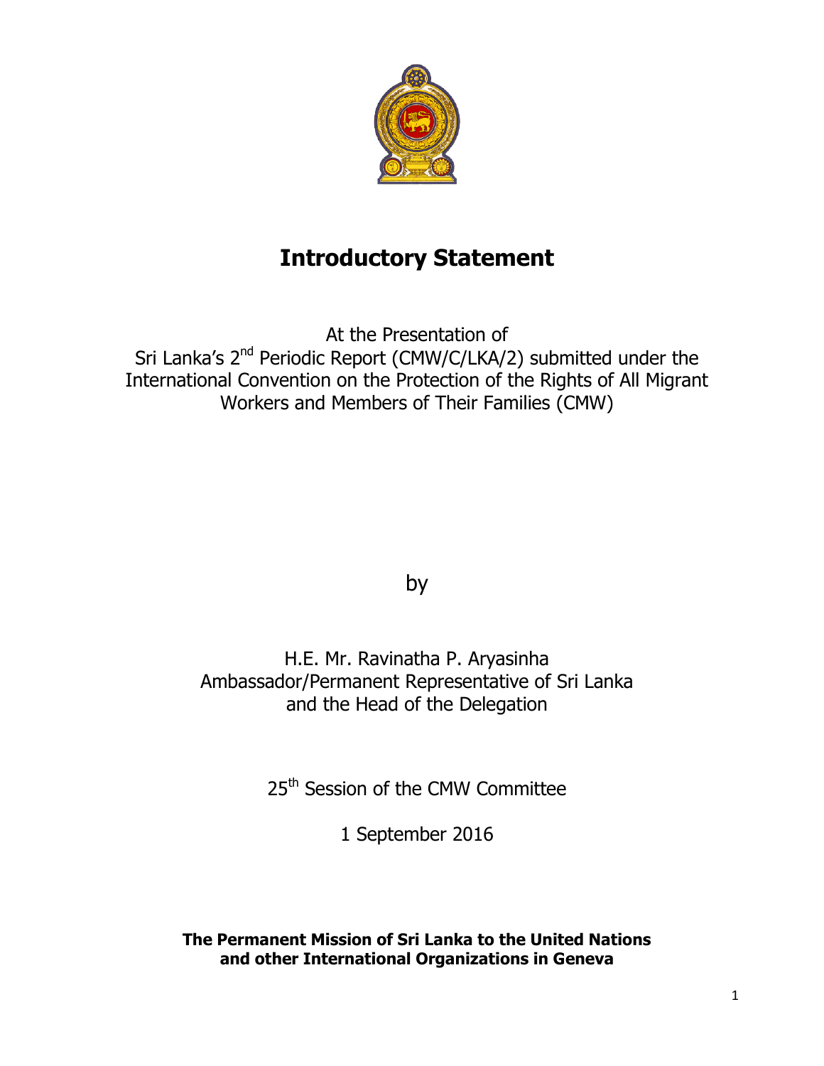# Introductory Statement

At the Presentation of
Sri Lanka's 2nd Periodic Report (CMW/C/LKA/2) submitted under the International Convention on the Protection of the Rights of All Migrant Workers and Members of Their Families (CMW)

by

H.E. Mr. Ravinatha P. Aryasinha
Ambassador/Permanent Representative of Sri Lanka
and the Head of the Delegation

25th Session of the CMW Committee

1 September 2016

**The Permanent Mission of Sri Lanka to the United Nations and other International Organizations in Geneva**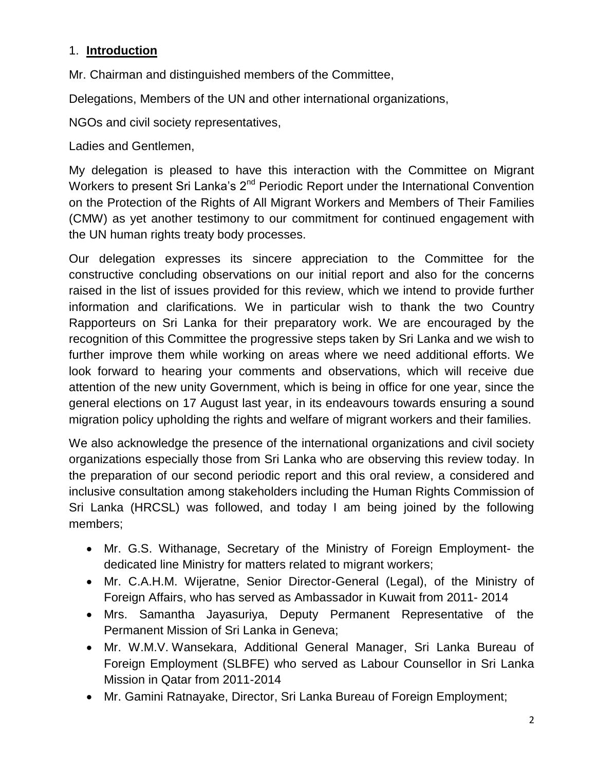## 1. **Introduction**

Mr. Chairman and distinguished members of the Committee,

Delegations, Members of the UN and other international organizations,

NGOs and civil society representatives,

Ladies and Gentlemen,

My delegation is pleased to have this interaction with the Committee on Migrant Workers to present Sri Lanka's 2nd Periodic Report under the International Convention on the Protection of the Rights of All Migrant Workers and Members of Their Families (CMW) as yet another testimony to our commitment for continued engagement with the UN human rights treaty body processes.

Our delegation expresses its sincere appreciation to the Committee for the constructive concluding observations on our initial report and also for the concerns raised in the list of issues provided for this review, which we intend to provide further information and clarifications. We in particular wish to thank the two Country Rapporteurs on Sri Lanka for their preparatory work. We are encouraged by the recognition of this Committee the progressive steps taken by Sri Lanka and we wish to further improve them while working on areas where we need additional efforts. We look forward to hearing your comments and observations, which will receive due attention of the new unity Government, which is being in office for one year, since the general elections on 17 August last year, in its endeavours towards ensuring a sound migration policy upholding the rights and welfare of migrant workers and their families.

We also acknowledge the presence of the international organizations and civil society organizations especially those from Sri Lanka who are observing this review today. In the preparation of our second periodic report and this oral review, a considered and inclusive consultation among stakeholders including the Human Rights Commission of Sri Lanka (HRCSL) was followed, and today I am being joined by the following members;

- Mr. G.S. Withanage, Secretary of the Ministry of Foreign Employment- the dedicated line Ministry for matters related to migrant workers;
- Mr. C.A.H.M. Wijeratne, Senior Director-General (Legal), of the Ministry of Foreign Affairs, who has served as Ambassador in Kuwait from 2011- 2014
- Mrs. Samantha Jayasuriya, Deputy Permanent Representative of the Permanent Mission of Sri Lanka in Geneva;
- Mr. W.M.V. Wansekara, Additional General Manager, Sri Lanka Bureau of Foreign Employment (SLBFE) who served as Labour Counsellor in Sri Lanka Mission in Qatar from 2011-2014
- Mr. Gamini Ratnayake, Director, Sri Lanka Bureau of Foreign Employment;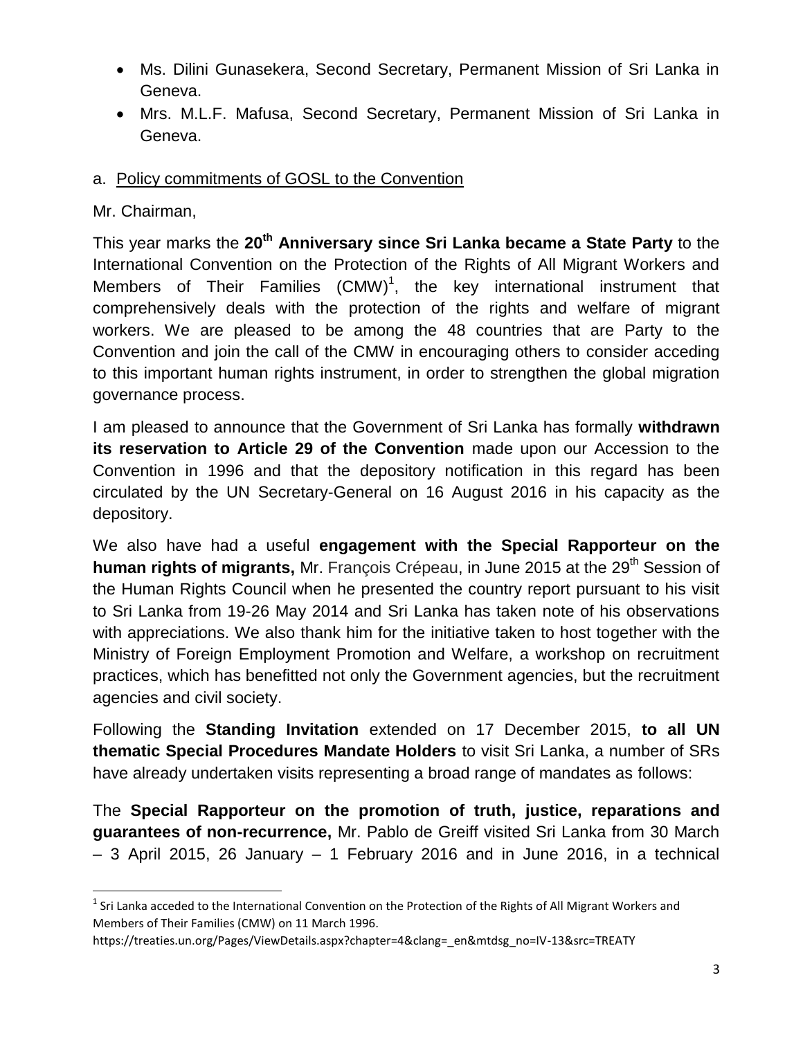- Ms. Dilini Gunasekera, Second Secretary, Permanent Mission of Sri Lanka in Geneva.
- Mrs. M.L.F. Mafusa, Second Secretary, Permanent Mission of Sri Lanka in Geneva.

a. Policy commitments of GOSL to the Convention

Mr. Chairman,

This year marks the **20th Anniversary since Sri Lanka became a State Party** to the International Convention on the Protection of the Rights of All Migrant Workers and Members of Their Families (CMW)[1], the key international instrument that comprehensively deals with the protection of the rights and welfare of migrant workers. We are pleased to be among the 48 countries that are Party to the Convention and join the call of the CMW in encouraging others to consider acceding to this important human rights instrument, in order to strengthen the global migration governance process.

I am pleased to announce that the Government of Sri Lanka has formally **withdrawn its reservation to Article 29 of the Convention** made upon our Accession to the Convention in 1996 and that the depository notification in this regard has been circulated by the UN Secretary-General on 16 August 2016 in his capacity as the depository.

We also have had a useful **engagement with the Special Rapporteur on the human rights of migrants,** Mr. François Crépeau, in June 2015 at the 29th Session of the Human Rights Council when he presented the country report pursuant to his visit to Sri Lanka from 19-26 May 2014 and Sri Lanka has taken note of his observations with appreciations. We also thank him for the initiative taken to host together with the Ministry of Foreign Employment Promotion and Welfare, a workshop on recruitment practices, which has benefitted not only the Government agencies, but the recruitment agencies and civil society.

Following the **Standing Invitation** extended on 17 December 2015, **to all UN thematic Special Procedures Mandate Holders** to visit Sri Lanka, a number of SRs have already undertaken visits representing a broad range of mandates as follows:

The **Special Rapporteur on the promotion of truth, justice, reparations and guarantees of non-recurrence,** Mr. Pablo de Greiff visited Sri Lanka from 30 March – 3 April 2015, 26 January – 1 February 2016 and in June 2016, in a technical

[1] Sri Lanka acceded to the International Convention on the Protection of the Rights of All Migrant Workers and Members of Their Families (CMW) on 11 March 1996. https://treaties.un.org/Pages/ViewDetails.aspx?chapter=4&clang=_en&mtdsg_no=IV-13&src=TREATY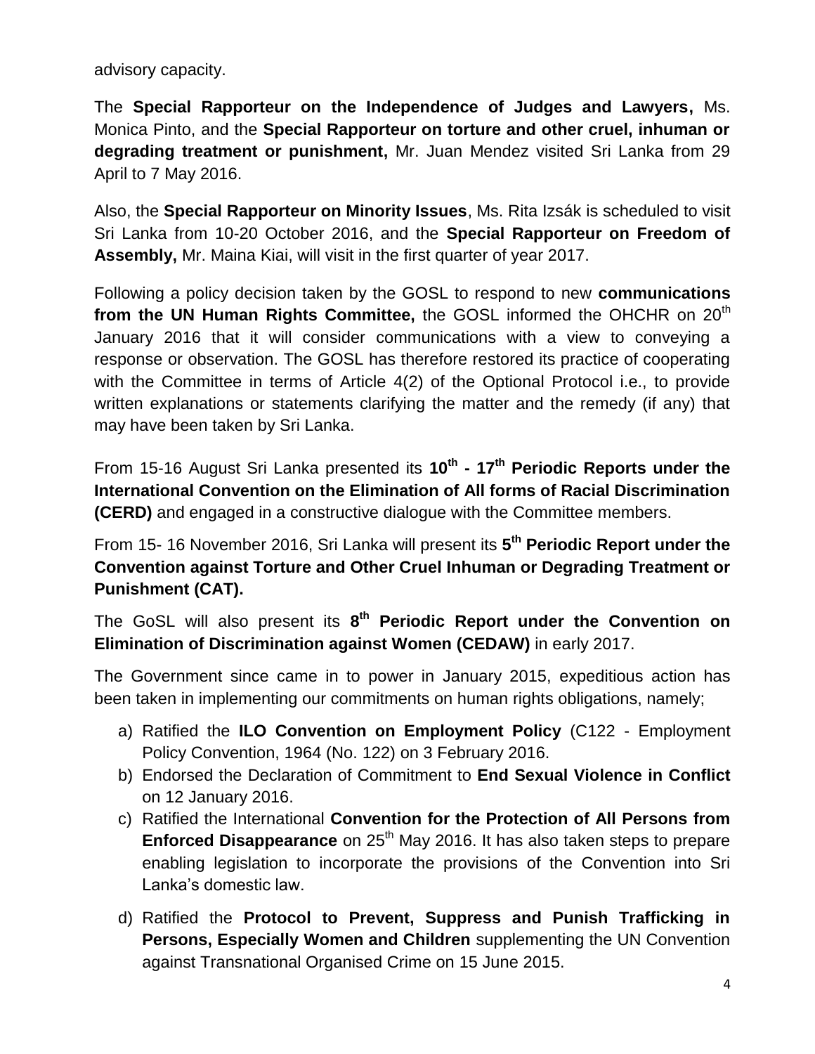advisory capacity.

The **Special Rapporteur on the Independence of Judges and Lawyers,** Ms. Monica Pinto, and the **Special Rapporteur on torture and other cruel, inhuman or degrading treatment or punishment,** Mr. Juan Mendez visited Sri Lanka from 29 April to 7 May 2016.

Also, the **Special Rapporteur on Minority Issues**, Ms. Rita Izsák is scheduled to visit Sri Lanka from 10-20 October 2016, and the **Special Rapporteur on Freedom of Assembly,** Mr. Maina Kiai, will visit in the first quarter of year 2017.

Following a policy decision taken by the GOSL to respond to new **communications from the UN Human Rights Committee,** the GOSL informed the OHCHR on 20th January 2016 that it will consider communications with a view to conveying a response or observation. The GOSL has therefore restored its practice of cooperating with the Committee in terms of Article 4(2) of the Optional Protocol i.e., to provide written explanations or statements clarifying the matter and the remedy (if any) that may have been taken by Sri Lanka.

From 15-16 August Sri Lanka presented its **10th - 17th Periodic Reports under the International Convention on the Elimination of All forms of Racial Discrimination (CERD)** and engaged in a constructive dialogue with the Committee members.

From 15- 16 November 2016, Sri Lanka will present its **5th Periodic Report under the Convention against Torture and Other Cruel Inhuman or Degrading Treatment or Punishment (CAT).**

The GoSL will also present its **8th Periodic Report under the Convention on Elimination of Discrimination against Women (CEDAW)** in early 2017.

The Government since came in to power in January 2015, expeditious action has been taken in implementing our commitments on human rights obligations, namely;

a) Ratified the **ILO Convention on Employment Policy** (C122 - Employment Policy Convention, 1964 (No. 122) on 3 February 2016.
b) Endorsed the Declaration of Commitment to **End Sexual Violence in Conflict** on 12 January 2016.
c) Ratified the International **Convention for the Protection of All Persons from Enforced Disappearance** on 25th May 2016. It has also taken steps to prepare enabling legislation to incorporate the provisions of the Convention into Sri Lanka's domestic law.
d) Ratified the **Protocol to Prevent, Suppress and Punish Trafficking in Persons, Especially Women and Children** supplementing the UN Convention against Transnational Organised Crime on 15 June 2015.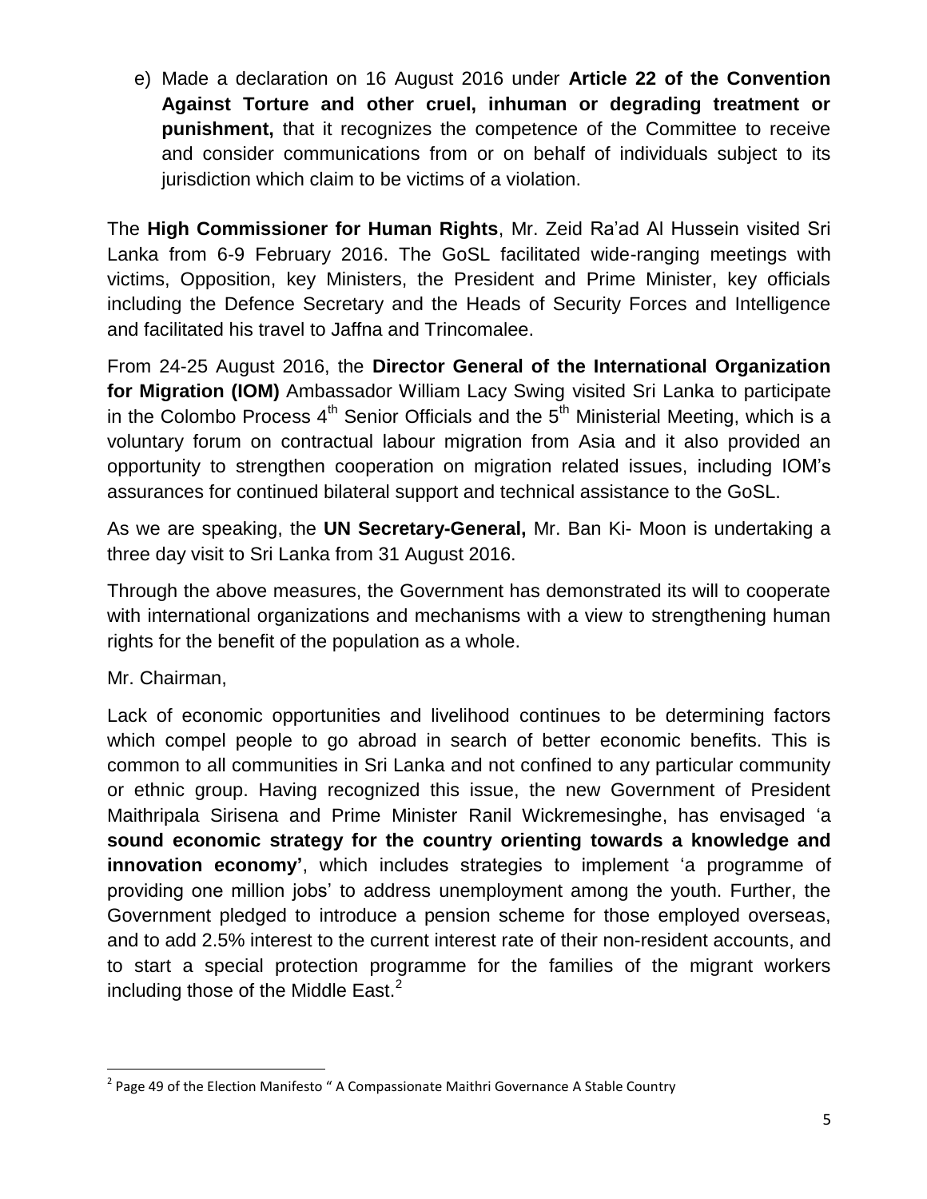e) Made a declaration on 16 August 2016 under **Article 22 of the Convention Against Torture and other cruel, inhuman or degrading treatment or punishment,** that it recognizes the competence of the Committee to receive and consider communications from or on behalf of individuals subject to its jurisdiction which claim to be victims of a violation.

The **High Commissioner for Human Rights**, Mr. Zeid Ra'ad Al Hussein visited Sri Lanka from 6-9 February 2016. The GoSL facilitated wide-ranging meetings with victims, Opposition, key Ministers, the President and Prime Minister, key officials including the Defence Secretary and the Heads of Security Forces and Intelligence and facilitated his travel to Jaffna and Trincomalee.

From 24-25 August 2016, the **Director General of the International Organization for Migration (IOM)** Ambassador William Lacy Swing visited Sri Lanka to participate in the Colombo Process 4th Senior Officials and the 5th Ministerial Meeting, which is a voluntary forum on contractual labour migration from Asia and it also provided an opportunity to strengthen cooperation on migration related issues, including IOM's assurances for continued bilateral support and technical assistance to the GoSL.

As we are speaking, the **UN Secretary-General,** Mr. Ban Ki- Moon is undertaking a three day visit to Sri Lanka from 31 August 2016.

Through the above measures, the Government has demonstrated its will to cooperate with international organizations and mechanisms with a view to strengthening human rights for the benefit of the population as a whole.

Mr. Chairman,

Lack of economic opportunities and livelihood continues to be determining factors which compel people to go abroad in search of better economic benefits. This is common to all communities in Sri Lanka and not confined to any particular community or ethnic group. Having recognized this issue, the new Government of President Maithripala Sirisena and Prime Minister Ranil Wickremesinghe, has envisaged '**a sound economic strategy for the country orienting towards a knowledge and innovation economy'**, which includes strategies to implement 'a programme of providing one million jobs' to address unemployment among the youth. Further, the Government pledged to introduce a pension scheme for those employed overseas, and to add 2.5% interest to the current interest rate of their non-resident accounts, and to start a special protection programme for the families of the migrant workers including those of the Middle East.[2]

[2] Page 49 of the Election Manifesto " A Compassionate Maithri Governance A Stable Country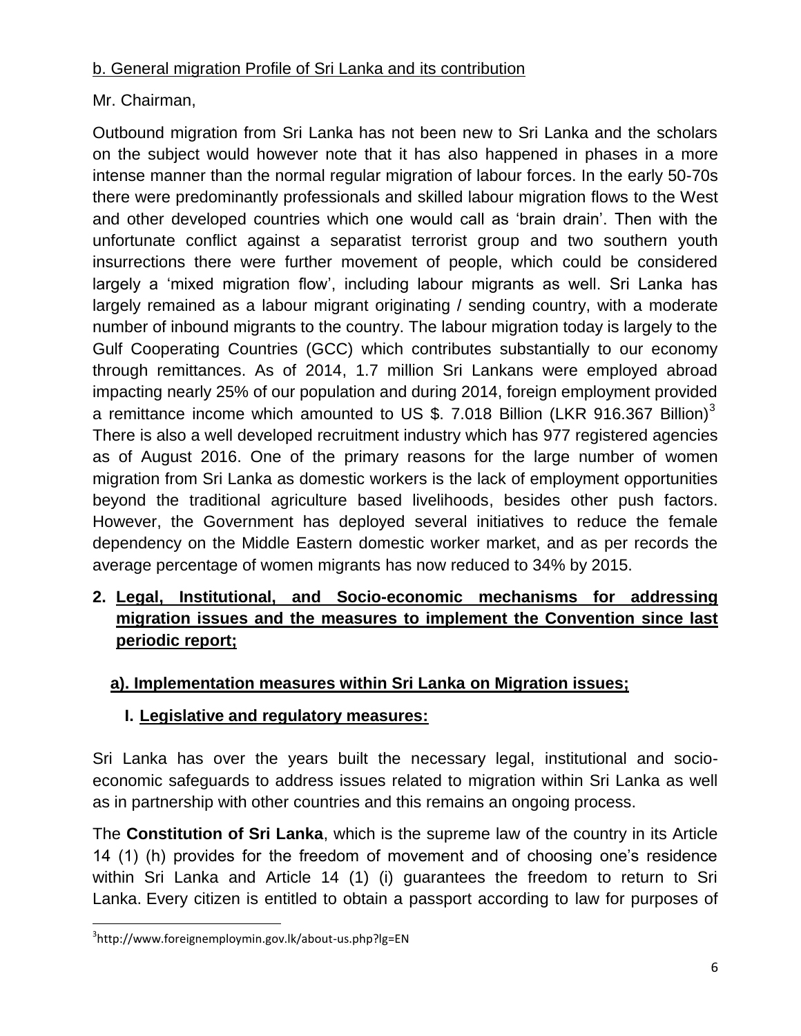b. General migration Profile of Sri Lanka and its contribution

Mr. Chairman,

Outbound migration from Sri Lanka has not been new to Sri Lanka and the scholars on the subject would however note that it has also happened in phases in a more intense manner than the normal regular migration of labour forces. In the early 50-70s there were predominantly professionals and skilled labour migration flows to the West and other developed countries which one would call as 'brain drain'. Then with the unfortunate conflict against a separatist terrorist group and two southern youth insurrections there were further movement of people, which could be considered largely a 'mixed migration flow', including labour migrants as well. Sri Lanka has largely remained as a labour migrant originating / sending country, with a moderate number of inbound migrants to the country. The labour migration today is largely to the Gulf Cooperating Countries (GCC) which contributes substantially to our economy through remittances. As of 2014, 1.7 million Sri Lankans were employed abroad impacting nearly 25% of our population and during 2014, foreign employment provided a remittance income which amounted to US $. 7.018 Billion (LKR 916.367 Billion)[3] There is also a well developed recruitment industry which has 977 registered agencies as of August 2016. One of the primary reasons for the large number of women migration from Sri Lanka as domestic workers is the lack of employment opportunities beyond the traditional agriculture based livelihoods, besides other push factors. However, the Government has deployed several initiatives to reduce the female dependency on the Middle Eastern domestic worker market, and as per records the average percentage of women migrants has now reduced to 34% by 2015.

## 2. Legal, Institutional, and Socio-economic mechanisms for addressing migration issues and the measures to implement the Convention since last periodic report;

### a). Implementation measures within Sri Lanka on Migration issues;

#### I. Legislative and regulatory measures:

Sri Lanka has over the years built the necessary legal, institutional and socio-economic safeguards to address issues related to migration within Sri Lanka as well as in partnership with other countries and this remains an ongoing process.

The **Constitution of Sri Lanka**, which is the supreme law of the country in its Article 14 (1) (h) provides for the freedom of movement and of choosing one's residence within Sri Lanka and Article 14 (1) (i) guarantees the freedom to return to Sri Lanka. Every citizen is entitled to obtain a passport according to law for purposes of

[3] http://www.foreignemploymin.gov.lk/about-us.php?lg=EN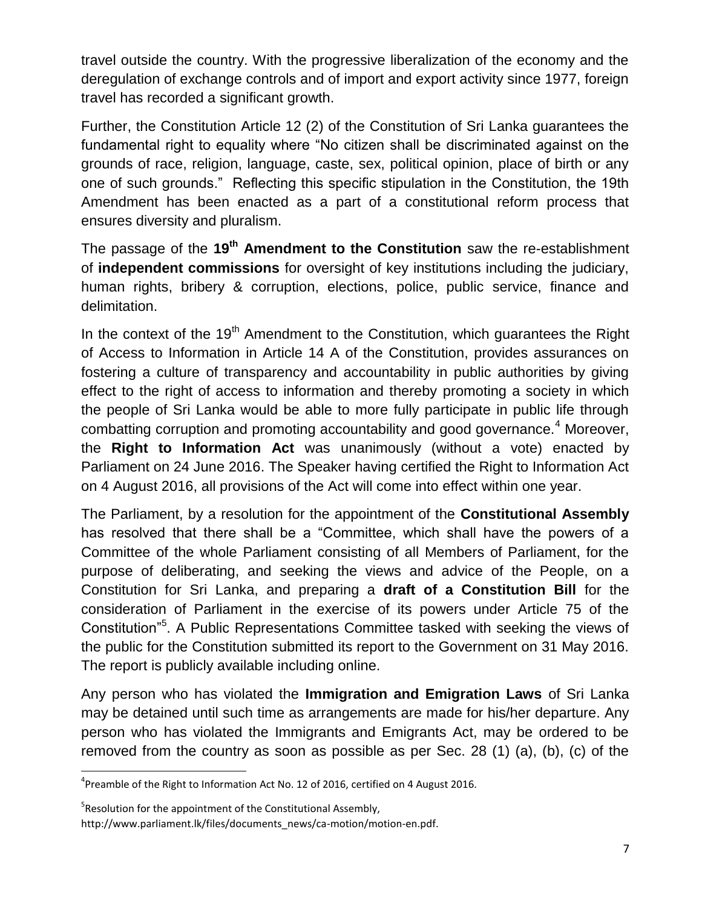travel outside the country. With the progressive liberalization of the economy and the deregulation of exchange controls and of import and export activity since 1977, foreign travel has recorded a significant growth.

Further, the Constitution Article 12 (2) of the Constitution of Sri Lanka guarantees the fundamental right to equality where "No citizen shall be discriminated against on the grounds of race, religion, language, caste, sex, political opinion, place of birth or any one of such grounds." Reflecting this specific stipulation in the Constitution, the 19th Amendment has been enacted as a part of a constitutional reform process that ensures diversity and pluralism.

The passage of the **19th Amendment to the Constitution** saw the re-establishment of **independent commissions** for oversight of key institutions including the judiciary, human rights, bribery & corruption, elections, police, public service, finance and delimitation.

In the context of the 19th Amendment to the Constitution, which guarantees the Right of Access to Information in Article 14 A of the Constitution, provides assurances on fostering a culture of transparency and accountability in public authorities by giving effect to the right of access to information and thereby promoting a society in which the people of Sri Lanka would be able to more fully participate in public life through combatting corruption and promoting accountability and good governance.[4] Moreover, the **Right to Information Act** was unanimously (without a vote) enacted by Parliament on 24 June 2016. The Speaker having certified the Right to Information Act on 4 August 2016, all provisions of the Act will come into effect within one year.

The Parliament, by a resolution for the appointment of the **Constitutional Assembly** has resolved that there shall be a "Committee, which shall have the powers of a Committee of the whole Parliament consisting of all Members of Parliament, for the purpose of deliberating, and seeking the views and advice of the People, on a Constitution for Sri Lanka, and preparing a **draft of a Constitution Bill** for the consideration of Parliament in the exercise of its powers under Article 75 of the Constitution"[5]. A Public Representations Committee tasked with seeking the views of the public for the Constitution submitted its report to the Government on 31 May 2016. The report is publicly available including online.

Any person who has violated the **Immigration and Emigration Laws** of Sri Lanka may be detained until such time as arrangements are made for his/her departure. Any person who has violated the Immigrants and Emigrants Act, may be ordered to be removed from the country as soon as possible as per Sec. 28 (1) (a), (b), (c) of the

---

[4] Preamble of the Right to Information Act No. 12 of 2016, certified on 4 August 2016.

[5] Resolution for the appointment of the Constitutional Assembly, http://www.parliament.lk/files/documents_news/ca-motion/motion-en.pdf.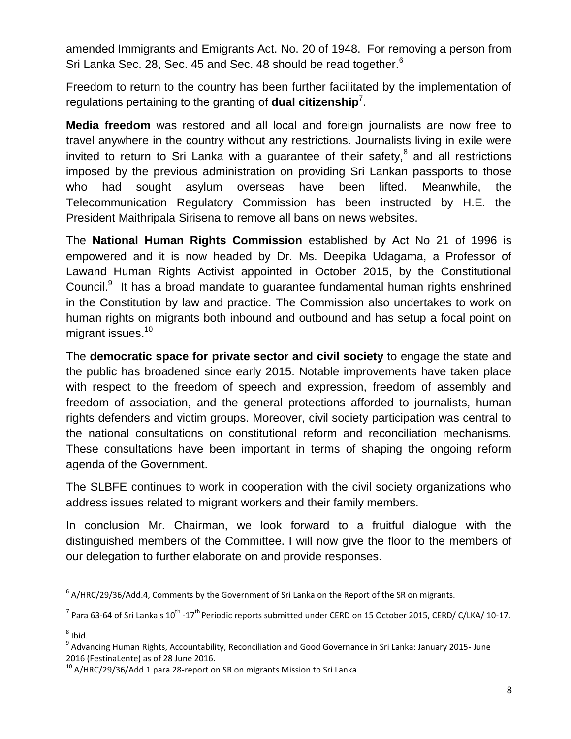amended Immigrants and Emigrants Act. No. 20 of 1948. For removing a person from Sri Lanka Sec. 28, Sec. 45 and Sec. 48 should be read together.[6]

Freedom to return to the country has been further facilitated by the implementation of regulations pertaining to the granting of **dual citizenship**[7].

**Media freedom** was restored and all local and foreign journalists are now free to travel anywhere in the country without any restrictions. Journalists living in exile were invited to return to Sri Lanka with a guarantee of their safety,[8] and all restrictions imposed by the previous administration on providing Sri Lankan passports to those who had sought asylum overseas have been lifted. Meanwhile, the Telecommunication Regulatory Commission has been instructed by H.E. the President Maithripala Sirisena to remove all bans on news websites.

The **National Human Rights Commission** established by Act No 21 of 1996 is empowered and it is now headed by Dr. Ms. Deepika Udagama, a Professor of Lawand Human Rights Activist appointed in October 2015, by the Constitutional Council.[9] It has a broad mandate to guarantee fundamental human rights enshrined in the Constitution by law and practice. The Commission also undertakes to work on human rights on migrants both inbound and outbound and has setup a focal point on migrant issues.[10]

The **democratic space for private sector and civil society** to engage the state and the public has broadened since early 2015. Notable improvements have taken place with respect to the freedom of speech and expression, freedom of assembly and freedom of association, and the general protections afforded to journalists, human rights defenders and victim groups. Moreover, civil society participation was central to the national consultations on constitutional reform and reconciliation mechanisms. These consultations have been important in terms of shaping the ongoing reform agenda of the Government.

The SLBFE continues to work in cooperation with the civil society organizations who address issues related to migrant workers and their family members.

In conclusion Mr. Chairman, we look forward to a fruitful dialogue with the distinguished members of the Committee. I will now give the floor to the members of our delegation to further elaborate on and provide responses.

---

[6] A/HRC/29/36/Add.4, Comments by the Government of Sri Lanka on the Report of the SR on migrants.

[7] Para 63-64 of Sri Lanka's 10th -17th Periodic reports submitted under CERD on 15 October 2015, CERD/ C/LKA/ 10-17.

[8] Ibid.

[9] Advancing Human Rights, Accountability, Reconciliation and Good Governance in Sri Lanka: January 2015- June 2016 (FestinaLente) as of 28 June 2016.

[10] A/HRC/29/36/Add.1 para 28-report on SR on migrants Mission to Sri Lanka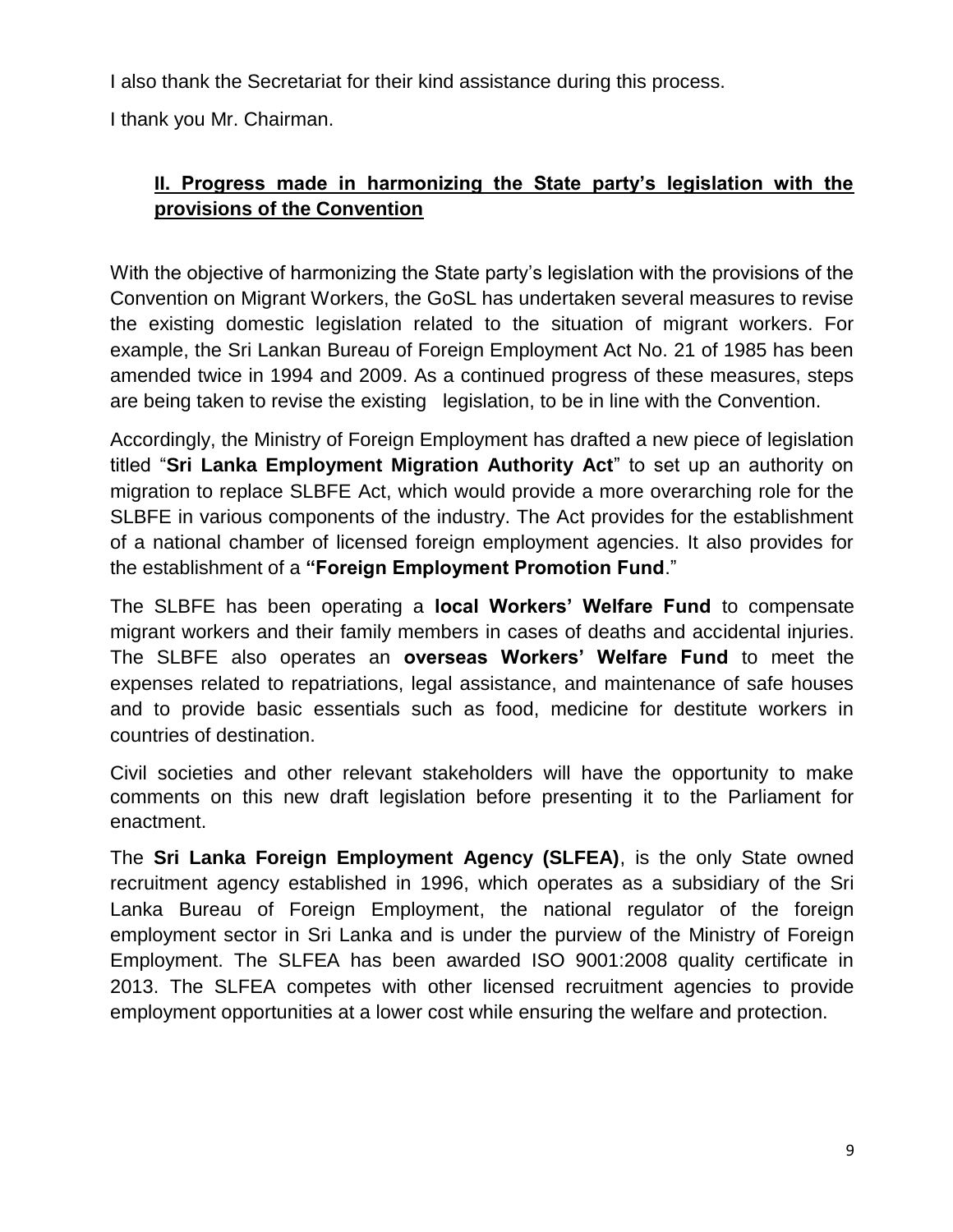I also thank the Secretariat for their kind assistance during this process.

I thank you Mr. Chairman.

## **II. Progress made in harmonizing the State party's legislation with the provisions of the Convention**

With the objective of harmonizing the State party's legislation with the provisions of the Convention on Migrant Workers, the GoSL has undertaken several measures to revise the existing domestic legislation related to the situation of migrant workers. For example, the Sri Lankan Bureau of Foreign Employment Act No. 21 of 1985 has been amended twice in 1994 and 2009. As a continued progress of these measures, steps are being taken to revise the existing legislation, to be in line with the Convention.

Accordingly, the Ministry of Foreign Employment has drafted a new piece of legislation titled "**Sri Lanka Employment Migration Authority Act**" to set up an authority on migration to replace SLBFE Act, which would provide a more overarching role for the SLBFE in various components of the industry. The Act provides for the establishment of a national chamber of licensed foreign employment agencies. It also provides for the establishment of a **"Foreign Employment Promotion Fund**."

The SLBFE has been operating a **local Workers' Welfare Fund** to compensate migrant workers and their family members in cases of deaths and accidental injuries. The SLBFE also operates an **overseas Workers' Welfare Fund** to meet the expenses related to repatriations, legal assistance, and maintenance of safe houses and to provide basic essentials such as food, medicine for destitute workers in countries of destination.

Civil societies and other relevant stakeholders will have the opportunity to make comments on this new draft legislation before presenting it to the Parliament for enactment.

The **Sri Lanka Foreign Employment Agency (SLFEA)**, is the only State owned recruitment agency established in 1996, which operates as a subsidiary of the Sri Lanka Bureau of Foreign Employment, the national regulator of the foreign employment sector in Sri Lanka and is under the purview of the Ministry of Foreign Employment. The SLFEA has been awarded ISO 9001:2008 quality certificate in 2013. The SLFEA competes with other licensed recruitment agencies to provide employment opportunities at a lower cost while ensuring the welfare and protection.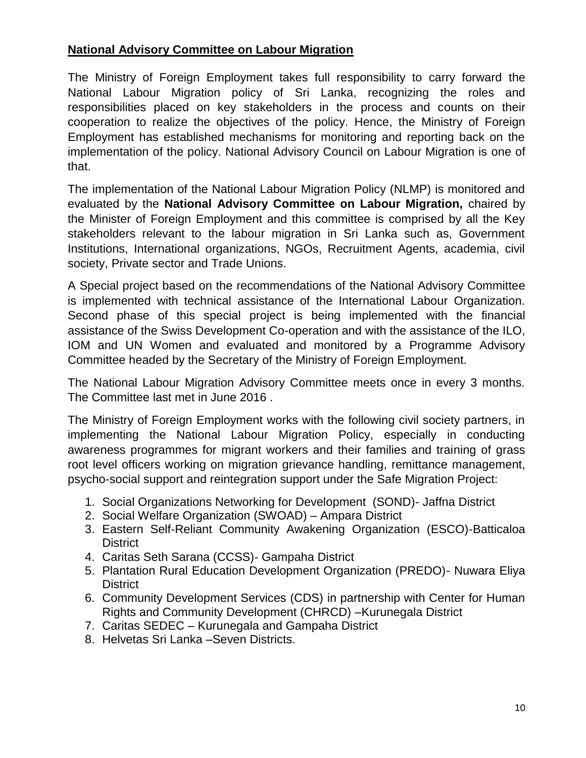## **National Advisory Committee on Labour Migration**

The Ministry of Foreign Employment takes full responsibility to carry forward the National Labour Migration policy of Sri Lanka, recognizing the roles and responsibilities placed on key stakeholders in the process and counts on their cooperation to realize the objectives of the policy. Hence, the Ministry of Foreign Employment has established mechanisms for monitoring and reporting back on the implementation of the policy. National Advisory Council on Labour Migration is one of that.

The implementation of the National Labour Migration Policy (NLMP) is monitored and evaluated by the **National Advisory Committee on Labour Migration,** chaired by the Minister of Foreign Employment and this committee is comprised by all the Key stakeholders relevant to the labour migration in Sri Lanka such as, Government Institutions, International organizations, NGOs, Recruitment Agents, academia, civil society, Private sector and Trade Unions.

A Special project based on the recommendations of the National Advisory Committee is implemented with technical assistance of the International Labour Organization. Second phase of this special project is being implemented with the financial assistance of the Swiss Development Co-operation and with the assistance of the ILO, IOM and UN Women and evaluated and monitored by a Programme Advisory Committee headed by the Secretary of the Ministry of Foreign Employment.

The National Labour Migration Advisory Committee meets once in every 3 months. The Committee last met in June 2016 .

The Ministry of Foreign Employment works with the following civil society partners, in implementing the National Labour Migration Policy, especially in conducting awareness programmes for migrant workers and their families and training of grass root level officers working on migration grievance handling, remittance management, psycho-social support and reintegration support under the Safe Migration Project:

1. Social Organizations Networking for Development (SOND)- Jaffna District
2. Social Welfare Organization (SWOAD) – Ampara District
3. Eastern Self-Reliant Community Awakening Organization (ESCO)-Batticaloa District
4. Caritas Seth Sarana (CCSS)- Gampaha District
5. Plantation Rural Education Development Organization (PREDO)- Nuwara Eliya District
6. Community Development Services (CDS) in partnership with Center for Human Rights and Community Development (CHRCD) –Kurunegala District
7. Caritas SEDEC – Kurunegala and Gampaha District
8. Helvetas Sri Lanka –Seven Districts.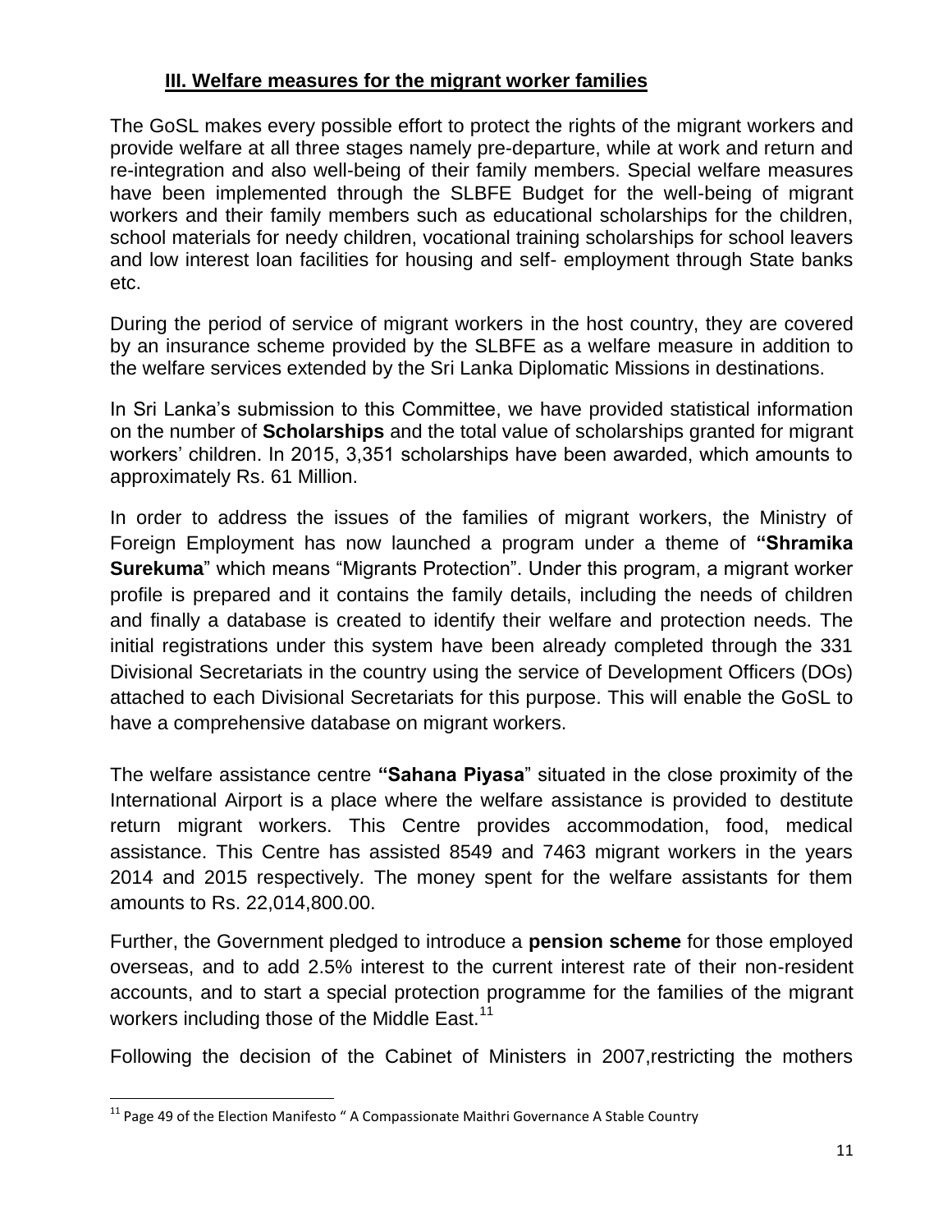### III. Welfare measures for the migrant worker families

The GoSL makes every possible effort to protect the rights of the migrant workers and provide welfare at all three stages namely pre-departure, while at work and return and re-integration and also well-being of their family members. Special welfare measures have been implemented through the SLBFE Budget for the well-being of migrant workers and their family members such as educational scholarships for the children, school materials for needy children, vocational training scholarships for school leavers and low interest loan facilities for housing and self- employment through State banks etc.

During the period of service of migrant workers in the host country, they are covered by an insurance scheme provided by the SLBFE as a welfare measure in addition to the welfare services extended by the Sri Lanka Diplomatic Missions in destinations.

In Sri Lanka's submission to this Committee, we have provided statistical information on the number of **Scholarships** and the total value of scholarships granted for migrant workers' children. In 2015, 3,351 scholarships have been awarded, which amounts to approximately Rs. 61 Million.

In order to address the issues of the families of migrant workers, the Ministry of Foreign Employment has now launched a program under a theme of **"Shramika Surekuma**" which means "Migrants Protection". Under this program, a migrant worker profile is prepared and it contains the family details, including the needs of children and finally a database is created to identify their welfare and protection needs. The initial registrations under this system have been already completed through the 331 Divisional Secretariats in the country using the service of Development Officers (DOs) attached to each Divisional Secretariats for this purpose. This will enable the GoSL to have a comprehensive database on migrant workers.

The welfare assistance centre **"Sahana Piyasa**" situated in the close proximity of the International Airport is a place where the welfare assistance is provided to destitute return migrant workers. This Centre provides accommodation, food, medical assistance. This Centre has assisted 8549 and 7463 migrant workers in the years 2014 and 2015 respectively. The money spent for the welfare assistants for them amounts to Rs. 22,014,800.00.

Further, the Government pledged to introduce a **pension scheme** for those employed overseas, and to add 2.5% interest to the current interest rate of their non-resident accounts, and to start a special protection programme for the families of the migrant workers including those of the Middle East.[11]

Following the decision of the Cabinet of Ministers in 2007,restricting the mothers

---

[11] Page 49 of the Election Manifesto " A Compassionate Maithri Governance A Stable Country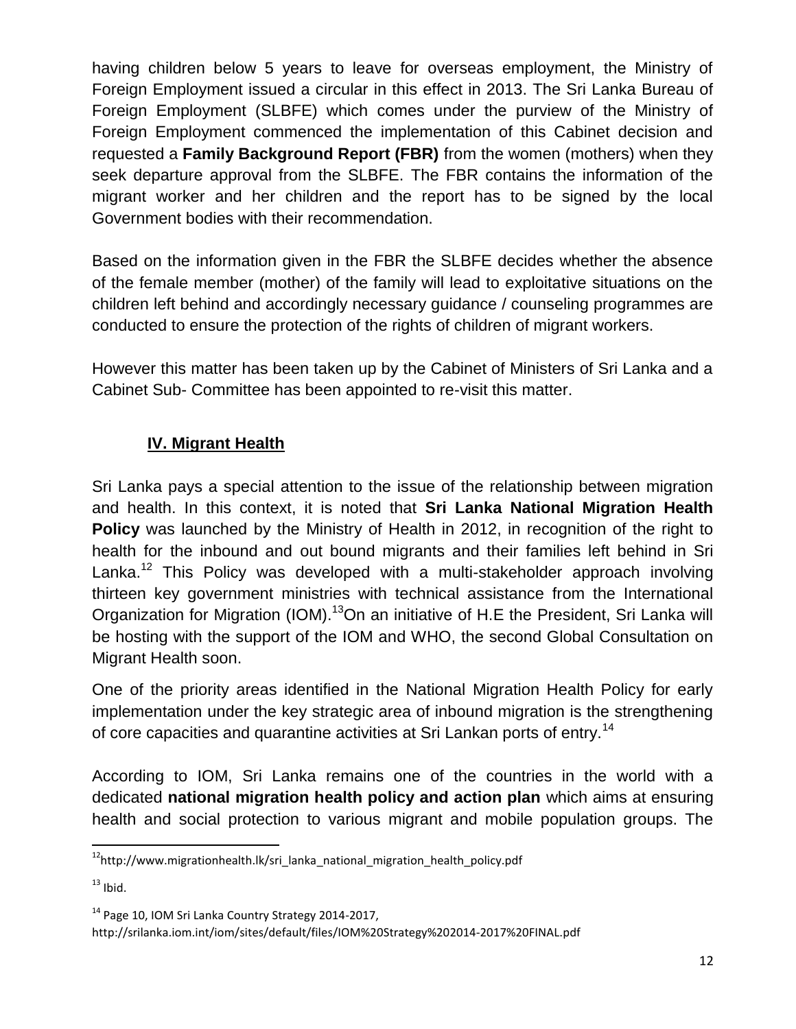having children below 5 years to leave for overseas employment, the Ministry of Foreign Employment issued a circular in this effect in 2013. The Sri Lanka Bureau of Foreign Employment (SLBFE) which comes under the purview of the Ministry of Foreign Employment commenced the implementation of this Cabinet decision and requested a **Family Background Report (FBR)** from the women (mothers) when they seek departure approval from the SLBFE. The FBR contains the information of the migrant worker and her children and the report has to be signed by the local Government bodies with their recommendation.

Based on the information given in the FBR the SLBFE decides whether the absence of the female member (mother) of the family will lead to exploitative situations on the children left behind and accordingly necessary guidance / counseling programmes are conducted to ensure the protection of the rights of children of migrant workers.

However this matter has been taken up by the Cabinet of Ministers of Sri Lanka and a Cabinet Sub- Committee has been appointed to re-visit this matter.

## IV. Migrant Health

Sri Lanka pays a special attention to the issue of the relationship between migration and health. In this context, it is noted that **Sri Lanka National Migration Health Policy** was launched by the Ministry of Health in 2012, in recognition of the right to health for the inbound and out bound migrants and their families left behind in Sri Lanka.[12] This Policy was developed with a multi-stakeholder approach involving thirteen key government ministries with technical assistance from the International Organization for Migration (IOM).[13] On an initiative of H.E the President, Sri Lanka will be hosting with the support of the IOM and WHO, the second Global Consultation on Migrant Health soon.

One of the priority areas identified in the National Migration Health Policy for early implementation under the key strategic area of inbound migration is the strengthening of core capacities and quarantine activities at Sri Lankan ports of entry.[14]

According to IOM, Sri Lanka remains one of the countries in the world with a dedicated **national migration health policy and action plan** which aims at ensuring health and social protection to various migrant and mobile population groups. The

---

[12] http://www.migrationhealth.lk/sri_lanka_national_migration_health_policy.pdf

[13] Ibid.

[14] Page 10, IOM Sri Lanka Country Strategy 2014-2017, http://srilanka.iom.int/iom/sites/default/files/IOM%20Strategy%202014-2017%20FINAL.pdf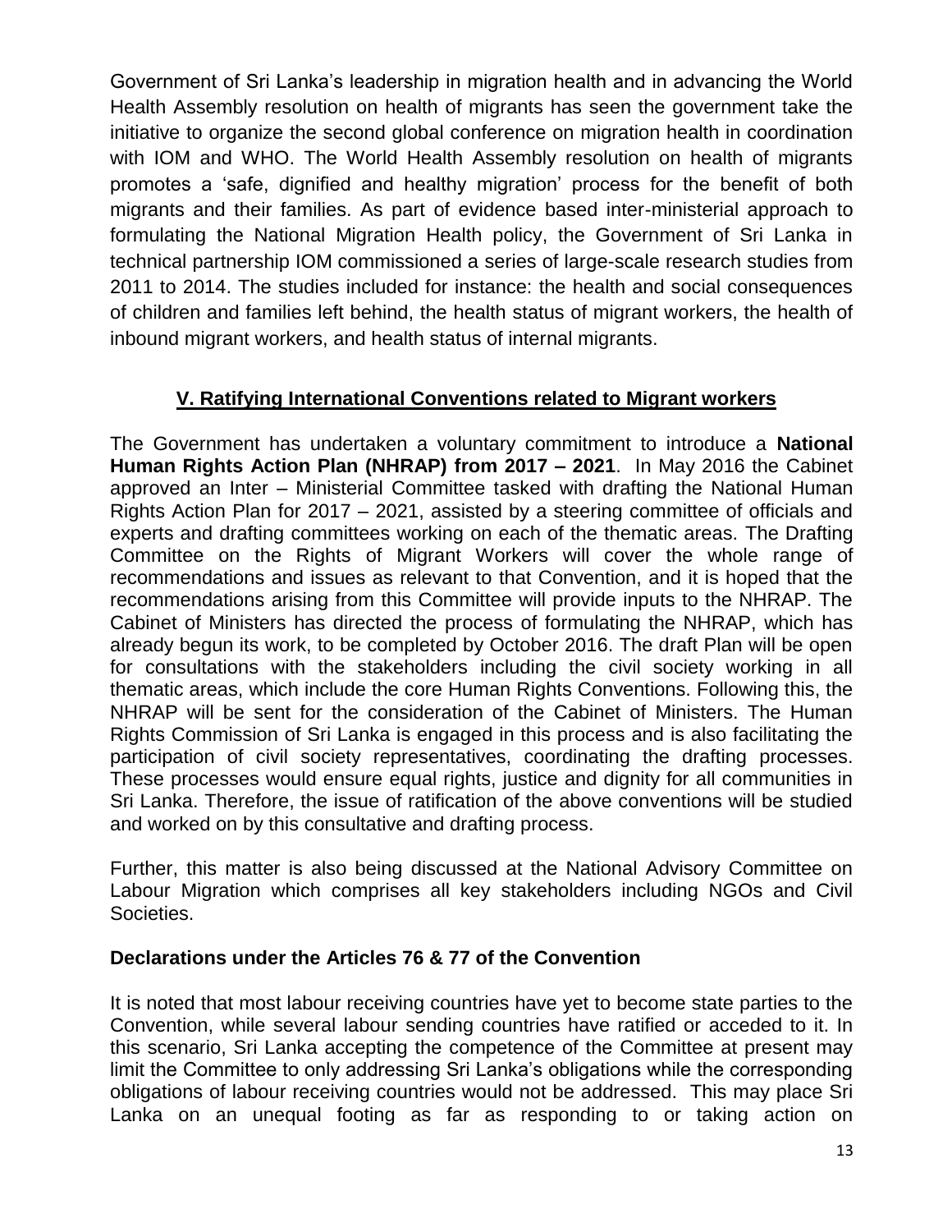Government of Sri Lanka's leadership in migration health and in advancing the World Health Assembly resolution on health of migrants has seen the government take the initiative to organize the second global conference on migration health in coordination with IOM and WHO. The World Health Assembly resolution on health of migrants promotes a 'safe, dignified and healthy migration' process for the benefit of both migrants and their families. As part of evidence based inter-ministerial approach to formulating the National Migration Health policy, the Government of Sri Lanka in technical partnership IOM commissioned a series of large-scale research studies from 2011 to 2014. The studies included for instance: the health and social consequences of children and families left behind, the health status of migrant workers, the health of inbound migrant workers, and health status of internal migrants.

## V. Ratifying International Conventions related to Migrant workers

The Government has undertaken a voluntary commitment to introduce a **National Human Rights Action Plan (NHRAP) from 2017 – 2021**. In May 2016 the Cabinet approved an Inter – Ministerial Committee tasked with drafting the National Human Rights Action Plan for 2017 – 2021, assisted by a steering committee of officials and experts and drafting committees working on each of the thematic areas. The Drafting Committee on the Rights of Migrant Workers will cover the whole range of recommendations and issues as relevant to that Convention, and it is hoped that the recommendations arising from this Committee will provide inputs to the NHRAP. The Cabinet of Ministers has directed the process of formulating the NHRAP, which has already begun its work, to be completed by October 2016. The draft Plan will be open for consultations with the stakeholders including the civil society working in all thematic areas, which include the core Human Rights Conventions. Following this, the NHRAP will be sent for the consideration of the Cabinet of Ministers. The Human Rights Commission of Sri Lanka is engaged in this process and is also facilitating the participation of civil society representatives, coordinating the drafting processes. These processes would ensure equal rights, justice and dignity for all communities in Sri Lanka. Therefore, the issue of ratification of the above conventions will be studied and worked on by this consultative and drafting process.

Further, this matter is also being discussed at the National Advisory Committee on Labour Migration which comprises all key stakeholders including NGOs and Civil Societies.

### Declarations under the Articles 76 & 77 of the Convention

It is noted that most labour receiving countries have yet to become state parties to the Convention, while several labour sending countries have ratified or acceded to it. In this scenario, Sri Lanka accepting the competence of the Committee at present may limit the Committee to only addressing Sri Lanka's obligations while the corresponding obligations of labour receiving countries would not be addressed. This may place Sri Lanka on an unequal footing as far as responding to or taking action on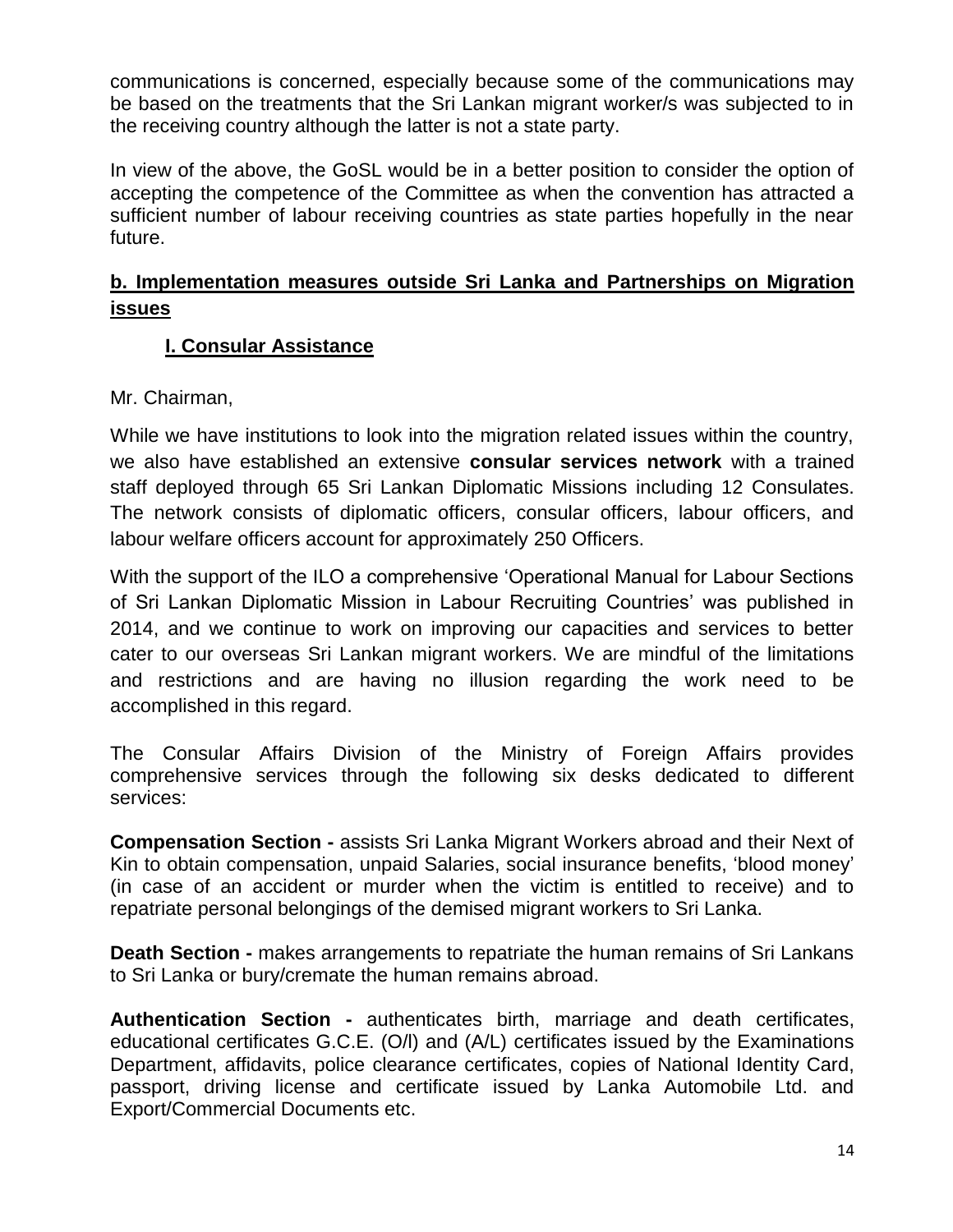communications is concerned, especially because some of the communications may be based on the treatments that the Sri Lankan migrant worker/s was subjected to in the receiving country although the latter is not a state party.

In view of the above, the GoSL would be in a better position to consider the option of accepting the competence of the Committee as when the convention has attracted a sufficient number of labour receiving countries as state parties hopefully in the near future.

## b. Implementation measures outside Sri Lanka and Partnerships on Migration issues

### I. Consular Assistance

Mr. Chairman,

While we have institutions to look into the migration related issues within the country, we also have established an extensive **consular services network** with a trained staff deployed through 65 Sri Lankan Diplomatic Missions including 12 Consulates. The network consists of diplomatic officers, consular officers, labour officers, and labour welfare officers account for approximately 250 Officers.

With the support of the ILO a comprehensive 'Operational Manual for Labour Sections of Sri Lankan Diplomatic Mission in Labour Recruiting Countries' was published in 2014, and we continue to work on improving our capacities and services to better cater to our overseas Sri Lankan migrant workers. We are mindful of the limitations and restrictions and are having no illusion regarding the work need to be accomplished in this regard.

The Consular Affairs Division of the Ministry of Foreign Affairs provides comprehensive services through the following six desks dedicated to different services:

**Compensation Section -** assists Sri Lanka Migrant Workers abroad and their Next of Kin to obtain compensation, unpaid Salaries, social insurance benefits, 'blood money' (in case of an accident or murder when the victim is entitled to receive) and to repatriate personal belongings of the demised migrant workers to Sri Lanka.

**Death Section -** makes arrangements to repatriate the human remains of Sri Lankans to Sri Lanka or bury/cremate the human remains abroad.

**Authentication Section -** authenticates birth, marriage and death certificates, educational certificates G.C.E. (O/l) and (A/L) certificates issued by the Examinations Department, affidavits, police clearance certificates, copies of National Identity Card, passport, driving license and certificate issued by Lanka Automobile Ltd. and Export/Commercial Documents etc.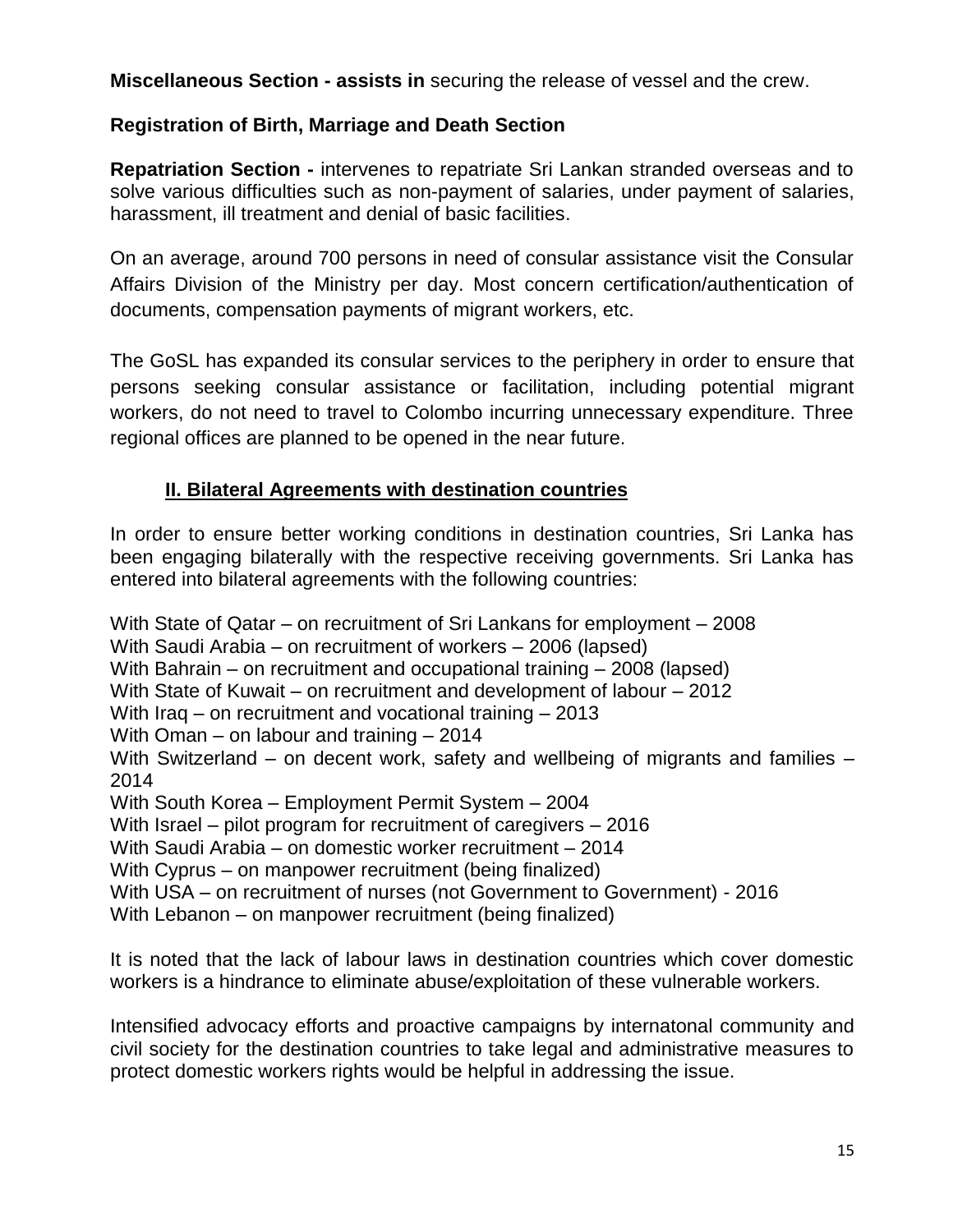**Miscellaneous Section - assists in** securing the release of vessel and the crew.

**Registration of Birth, Marriage and Death Section**

**Repatriation Section -** intervenes to repatriate Sri Lankan stranded overseas and to solve various difficulties such as non-payment of salaries, under payment of salaries, harassment, ill treatment and denial of basic facilities.

On an average, around 700 persons in need of consular assistance visit the Consular Affairs Division of the Ministry per day. Most concern certification/authentication of documents, compensation payments of migrant workers, etc.

The GoSL has expanded its consular services to the periphery in order to ensure that persons seeking consular assistance or facilitation, including potential migrant workers, do not need to travel to Colombo incurring unnecessary expenditure. Three regional offices are planned to be opened in the near future.

## II. Bilateral Agreements with destination countries

In order to ensure better working conditions in destination countries, Sri Lanka has been engaging bilaterally with the respective receiving governments. Sri Lanka has entered into bilateral agreements with the following countries:

With State of Qatar – on recruitment of Sri Lankans for employment – 2008
With Saudi Arabia – on recruitment of workers – 2006 (lapsed)
With Bahrain – on recruitment and occupational training – 2008 (lapsed)
With State of Kuwait – on recruitment and development of labour – 2012
With Iraq – on recruitment and vocational training – 2013
With Oman – on labour and training – 2014
With Switzerland – on decent work, safety and wellbeing of migrants and families – 2014
With South Korea – Employment Permit System – 2004
With Israel – pilot program for recruitment of caregivers – 2016
With Saudi Arabia – on domestic worker recruitment – 2014
With Cyprus – on manpower recruitment (being finalized)
With USA – on recruitment of nurses (not Government to Government) - 2016
With Lebanon – on manpower recruitment (being finalized)

It is noted that the lack of labour laws in destination countries which cover domestic workers is a hindrance to eliminate abuse/exploitation of these vulnerable workers.

Intensified advocacy efforts and proactive campaigns by internatonal community and civil society for the destination countries to take legal and administrative measures to protect domestic workers rights would be helpful in addressing the issue.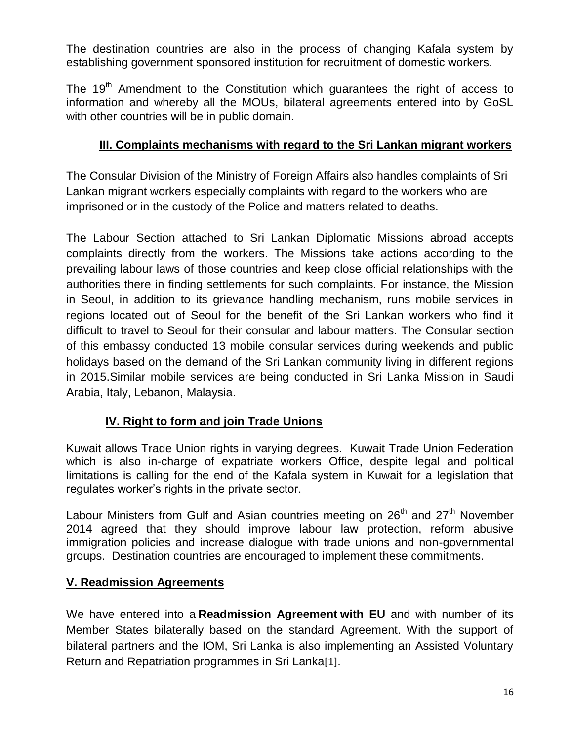The destination countries are also in the process of changing Kafala system by establishing government sponsored institution for recruitment of domestic workers.

The 19th Amendment to the Constitution which guarantees the right of access to information and whereby all the MOUs, bilateral agreements entered into by GoSL with other countries will be in public domain.

## III. Complaints mechanisms with regard to the Sri Lankan migrant workers

The Consular Division of the Ministry of Foreign Affairs also handles complaints of Sri Lankan migrant workers especially complaints with regard to the workers who are imprisoned or in the custody of the Police and matters related to deaths.

The Labour Section attached to Sri Lankan Diplomatic Missions abroad accepts complaints directly from the workers. The Missions take actions according to the prevailing labour laws of those countries and keep close official relationships with the authorities there in finding settlements for such complaints. For instance, the Mission in Seoul, in addition to its grievance handling mechanism, runs mobile services in regions located out of Seoul for the benefit of the Sri Lankan workers who find it difficult to travel to Seoul for their consular and labour matters. The Consular section of this embassy conducted 13 mobile consular services during weekends and public holidays based on the demand of the Sri Lankan community living in different regions in 2015.Similar mobile services are being conducted in Sri Lanka Mission in Saudi Arabia, Italy, Lebanon, Malaysia.

## IV. Right to form and join Trade Unions

Kuwait allows Trade Union rights in varying degrees. Kuwait Trade Union Federation which is also in-charge of expatriate workers Office, despite legal and political limitations is calling for the end of the Kafala system in Kuwait for a legislation that regulates worker's rights in the private sector.

Labour Ministers from Gulf and Asian countries meeting on 26th and 27th November 2014 agreed that they should improve labour law protection, reform abusive immigration policies and increase dialogue with trade unions and non-governmental groups. Destination countries are encouraged to implement these commitments.

## V. Readmission Agreements

We have entered into a **Readmission Agreement with EU** and with number of its Member States bilaterally based on the standard Agreement. With the support of bilateral partners and the IOM, Sri Lanka is also implementing an Assisted Voluntary Return and Repatriation programmes in Sri Lanka[1].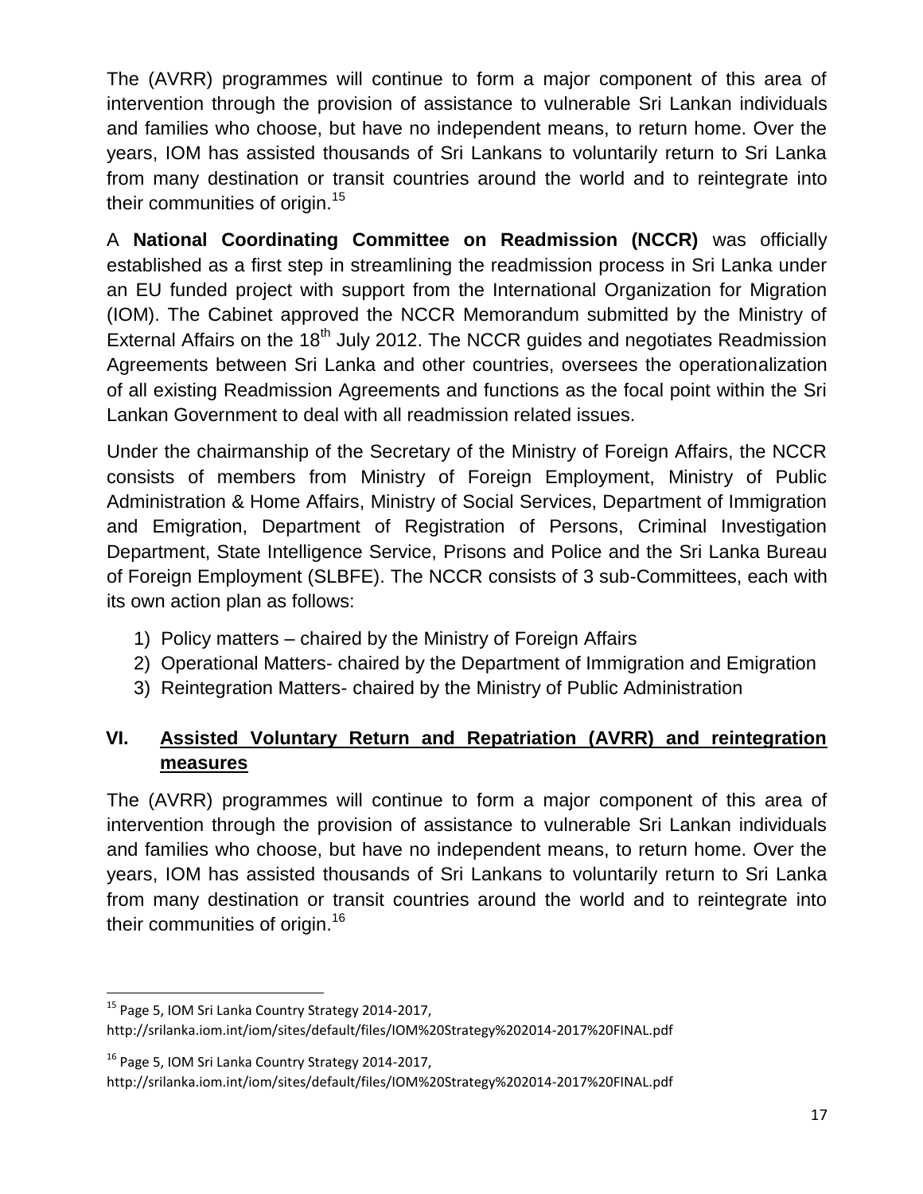The (AVRR) programmes will continue to form a major component of this area of intervention through the provision of assistance to vulnerable Sri Lankan individuals and families who choose, but have no independent means, to return home. Over the years, IOM has assisted thousands of Sri Lankans to voluntarily return to Sri Lanka from many destination or transit countries around the world and to reintegrate into their communities of origin.[15]

A **National Coordinating Committee on Readmission (NCCR)** was officially established as a first step in streamlining the readmission process in Sri Lanka under an EU funded project with support from the International Organization for Migration (IOM). The Cabinet approved the NCCR Memorandum submitted by the Ministry of External Affairs on the 18th July 2012. The NCCR guides and negotiates Readmission Agreements between Sri Lanka and other countries, oversees the operationalization of all existing Readmission Agreements and functions as the focal point within the Sri Lankan Government to deal with all readmission related issues.

Under the chairmanship of the Secretary of the Ministry of Foreign Affairs, the NCCR consists of members from Ministry of Foreign Employment, Ministry of Public Administration & Home Affairs, Ministry of Social Services, Department of Immigration and Emigration, Department of Registration of Persons, Criminal Investigation Department, State Intelligence Service, Prisons and Police and the Sri Lanka Bureau of Foreign Employment (SLBFE). The NCCR consists of 3 sub-Committees, each with its own action plan as follows:

1) Policy matters – chaired by the Ministry of Foreign Affairs
2) Operational Matters- chaired by the Department of Immigration and Emigration
3) Reintegration Matters- chaired by the Ministry of Public Administration

## VI. Assisted Voluntary Return and Repatriation (AVRR) and reintegration measures

The (AVRR) programmes will continue to form a major component of this area of intervention through the provision of assistance to vulnerable Sri Lankan individuals and families who choose, but have no independent means, to return home. Over the years, IOM has assisted thousands of Sri Lankans to voluntarily return to Sri Lanka from many destination or transit countries around the world and to reintegrate into their communities of origin.[16]

---

[15] Page 5, IOM Sri Lanka Country Strategy 2014-2017, http://srilanka.iom.int/iom/sites/default/files/IOM%20Strategy%202014-2017%20FINAL.pdf

[16] Page 5, IOM Sri Lanka Country Strategy 2014-2017, http://srilanka.iom.int/iom/sites/default/files/IOM%20Strategy%202014-2017%20FINAL.pdf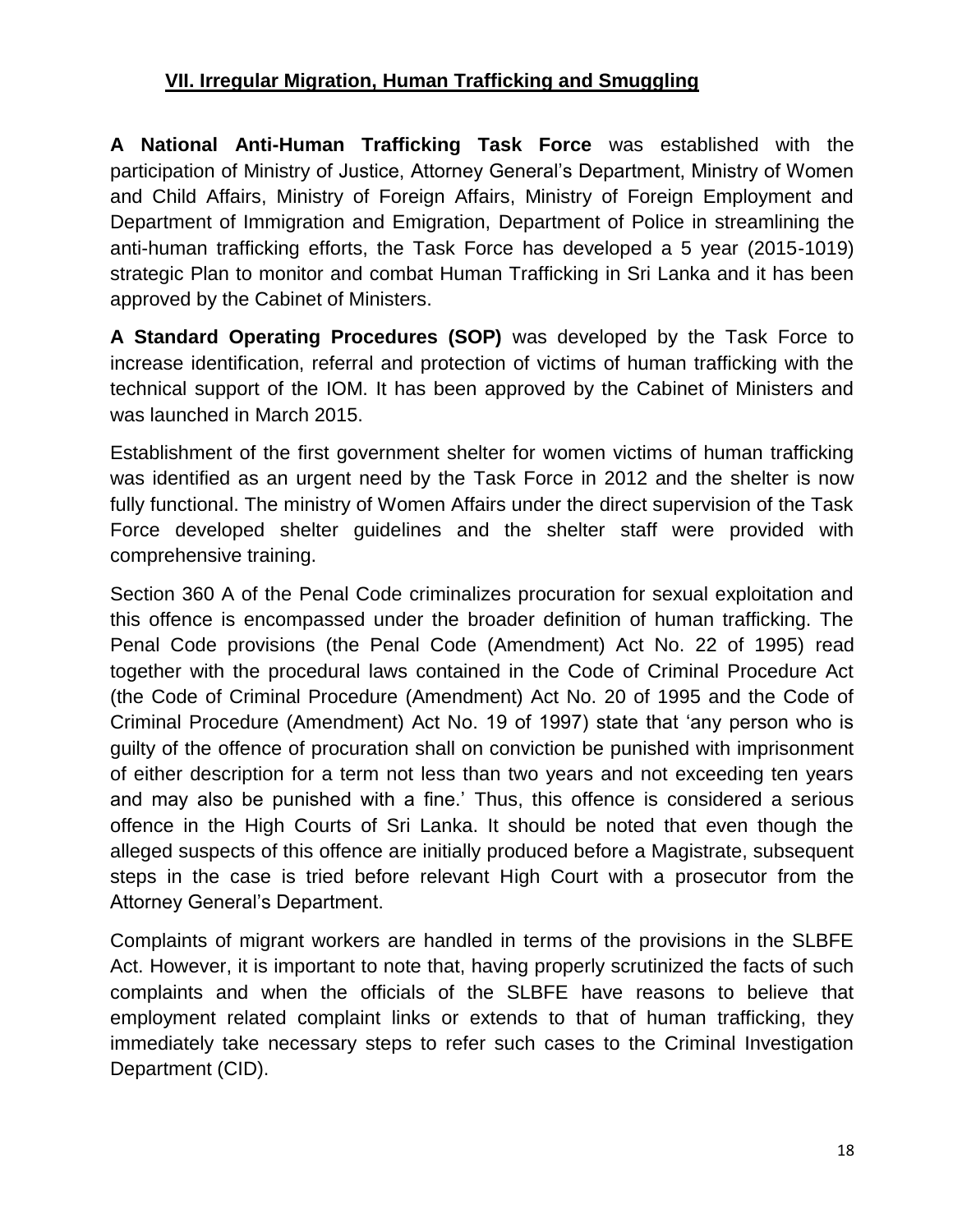## VII. Irregular Migration, Human Trafficking and Smuggling

**A National Anti-Human Trafficking Task Force** was established with the participation of Ministry of Justice, Attorney General's Department, Ministry of Women and Child Affairs, Ministry of Foreign Affairs, Ministry of Foreign Employment and Department of Immigration and Emigration, Department of Police in streamlining the anti-human trafficking efforts, the Task Force has developed a 5 year (2015-1019) strategic Plan to monitor and combat Human Trafficking in Sri Lanka and it has been approved by the Cabinet of Ministers.

**A Standard Operating Procedures (SOP)** was developed by the Task Force to increase identification, referral and protection of victims of human trafficking with the technical support of the IOM. It has been approved by the Cabinet of Ministers and was launched in March 2015.

Establishment of the first government shelter for women victims of human trafficking was identified as an urgent need by the Task Force in 2012 and the shelter is now fully functional. The ministry of Women Affairs under the direct supervision of the Task Force developed shelter guidelines and the shelter staff were provided with comprehensive training.

Section 360 A of the Penal Code criminalizes procuration for sexual exploitation and this offence is encompassed under the broader definition of human trafficking. The Penal Code provisions (the Penal Code (Amendment) Act No. 22 of 1995) read together with the procedural laws contained in the Code of Criminal Procedure Act (the Code of Criminal Procedure (Amendment) Act No. 20 of 1995 and the Code of Criminal Procedure (Amendment) Act No. 19 of 1997) state that 'any person who is guilty of the offence of procuration shall on conviction be punished with imprisonment of either description for a term not less than two years and not exceeding ten years and may also be punished with a fine.' Thus, this offence is considered a serious offence in the High Courts of Sri Lanka. It should be noted that even though the alleged suspects of this offence are initially produced before a Magistrate, subsequent steps in the case is tried before relevant High Court with a prosecutor from the Attorney General's Department.

Complaints of migrant workers are handled in terms of the provisions in the SLBFE Act. However, it is important to note that, having properly scrutinized the facts of such complaints and when the officials of the SLBFE have reasons to believe that employment related complaint links or extends to that of human trafficking, they immediately take necessary steps to refer such cases to the Criminal Investigation Department (CID).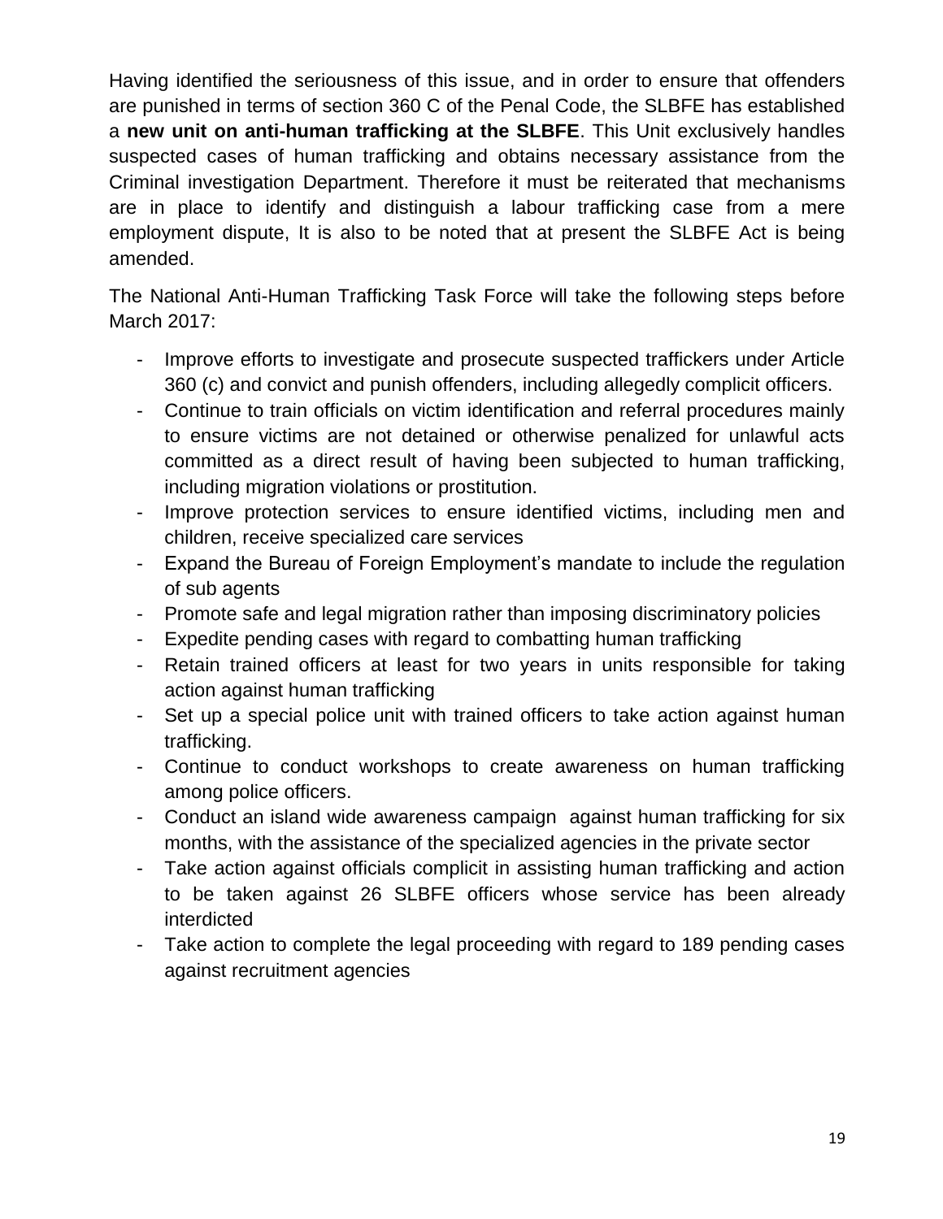Having identified the seriousness of this issue, and in order to ensure that offenders are punished in terms of section 360 C of the Penal Code, the SLBFE has established a **new unit on anti-human trafficking at the SLBFE**. This Unit exclusively handles suspected cases of human trafficking and obtains necessary assistance from the Criminal investigation Department. Therefore it must be reiterated that mechanisms are in place to identify and distinguish a labour trafficking case from a mere employment dispute, It is also to be noted that at present the SLBFE Act is being amended.

The National Anti-Human Trafficking Task Force will take the following steps before March 2017:

- Improve efforts to investigate and prosecute suspected traffickers under Article 360 (c) and convict and punish offenders, including allegedly complicit officers.
- Continue to train officials on victim identification and referral procedures mainly to ensure victims are not detained or otherwise penalized for unlawful acts committed as a direct result of having been subjected to human trafficking, including migration violations or prostitution.
- Improve protection services to ensure identified victims, including men and children, receive specialized care services
- Expand the Bureau of Foreign Employment's mandate to include the regulation of sub agents
- Promote safe and legal migration rather than imposing discriminatory policies
- Expedite pending cases with regard to combatting human trafficking
- Retain trained officers at least for two years in units responsible for taking action against human trafficking
- Set up a special police unit with trained officers to take action against human trafficking.
- Continue to conduct workshops to create awareness on human trafficking among police officers.
- Conduct an island wide awareness campaign against human trafficking for six months, with the assistance of the specialized agencies in the private sector
- Take action against officials complicit in assisting human trafficking and action to be taken against 26 SLBFE officers whose service has been already interdicted
- Take action to complete the legal proceeding with regard to 189 pending cases against recruitment agencies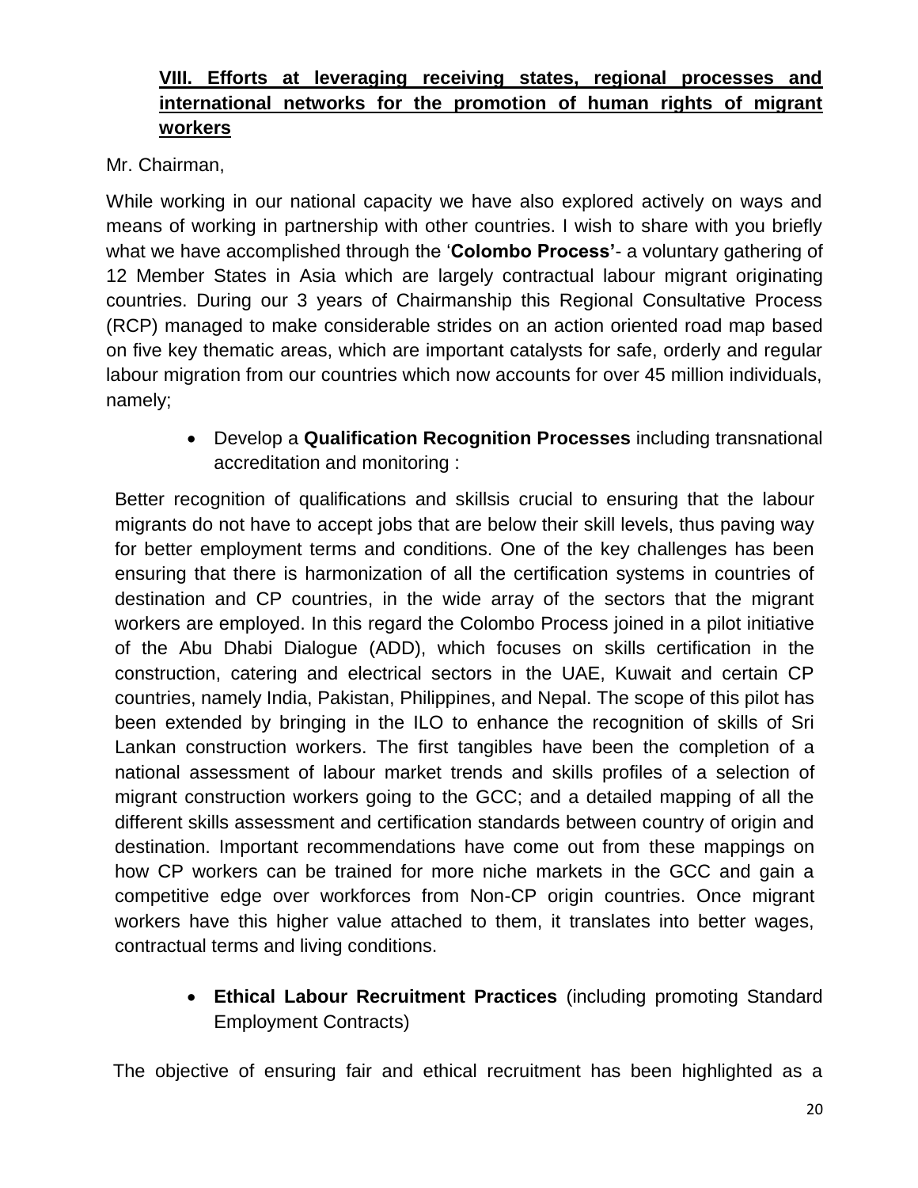## VIII. Efforts at leveraging receiving states, regional processes and international networks for the promotion of human rights of migrant workers

Mr. Chairman,

While working in our national capacity we have also explored actively on ways and means of working in partnership with other countries. I wish to share with you briefly what we have accomplished through the '**Colombo Process'**- a voluntary gathering of 12 Member States in Asia which are largely contractual labour migrant originating countries. During our 3 years of Chairmanship this Regional Consultative Process (RCP) managed to make considerable strides on an action oriented road map based on five key thematic areas, which are important catalysts for safe, orderly and regular labour migration from our countries which now accounts for over 45 million individuals, namely;

- Develop a **Qualification Recognition Processes** including transnational accreditation and monitoring :

Better recognition of qualifications and skillsis crucial to ensuring that the labour migrants do not have to accept jobs that are below their skill levels, thus paving way for better employment terms and conditions. One of the key challenges has been ensuring that there is harmonization of all the certification systems in countries of destination and CP countries, in the wide array of the sectors that the migrant workers are employed. In this regard the Colombo Process joined in a pilot initiative of the Abu Dhabi Dialogue (ADD), which focuses on skills certification in the construction, catering and electrical sectors in the UAE, Kuwait and certain CP countries, namely India, Pakistan, Philippines, and Nepal. The scope of this pilot has been extended by bringing in the ILO to enhance the recognition of skills of Sri Lankan construction workers. The first tangibles have been the completion of a national assessment of labour market trends and skills profiles of a selection of migrant construction workers going to the GCC; and a detailed mapping of all the different skills assessment and certification standards between country of origin and destination. Important recommendations have come out from these mappings on how CP workers can be trained for more niche markets in the GCC and gain a competitive edge over workforces from Non-CP origin countries. Once migrant workers have this higher value attached to them, it translates into better wages, contractual terms and living conditions.

- **Ethical Labour Recruitment Practices** (including promoting Standard Employment Contracts)

The objective of ensuring fair and ethical recruitment has been highlighted as a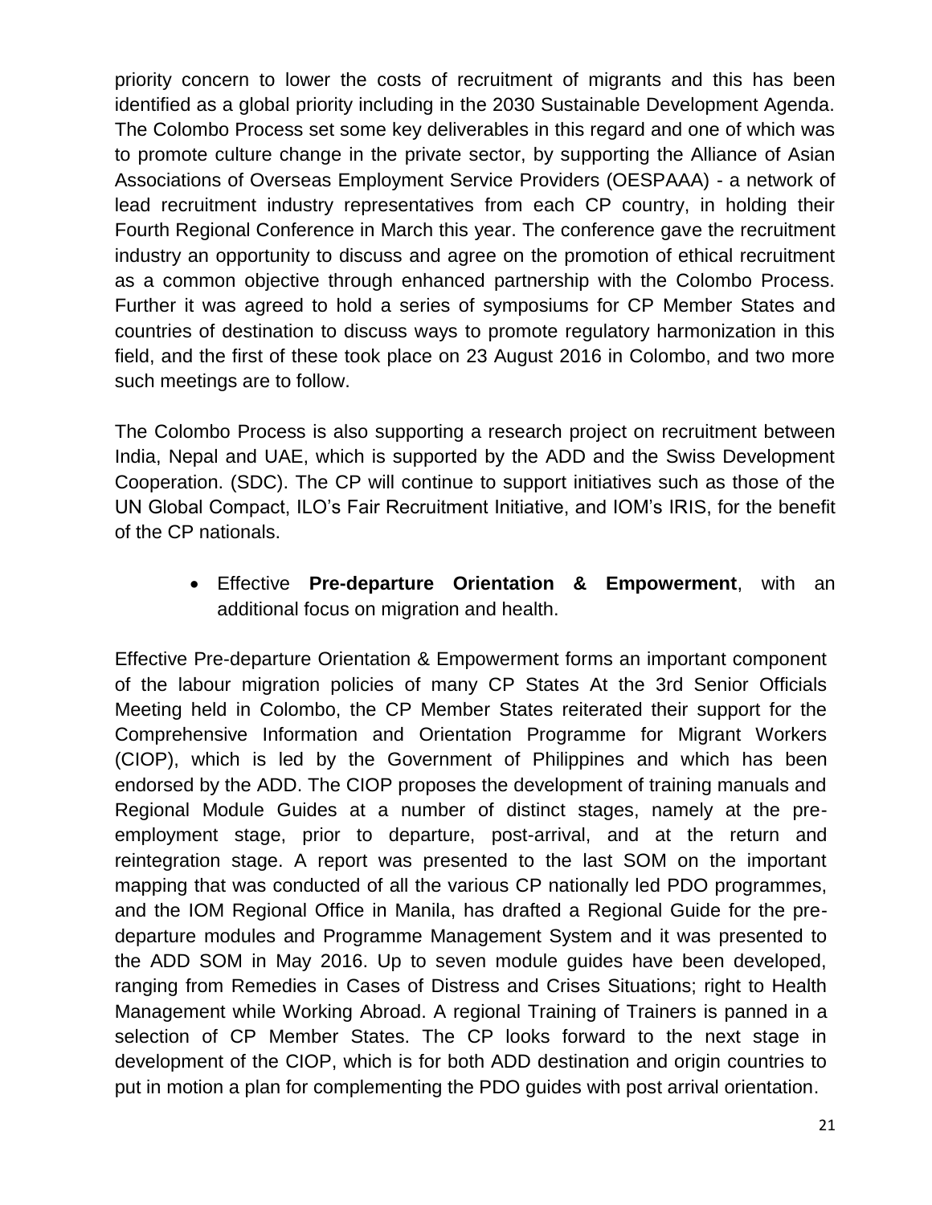priority concern to lower the costs of recruitment of migrants and this has been identified as a global priority including in the 2030 Sustainable Development Agenda. The Colombo Process set some key deliverables in this regard and one of which was to promote culture change in the private sector, by supporting the Alliance of Asian Associations of Overseas Employment Service Providers (OESPAAA) - a network of lead recruitment industry representatives from each CP country, in holding their Fourth Regional Conference in March this year. The conference gave the recruitment industry an opportunity to discuss and agree on the promotion of ethical recruitment as a common objective through enhanced partnership with the Colombo Process. Further it was agreed to hold a series of symposiums for CP Member States and countries of destination to discuss ways to promote regulatory harmonization in this field, and the first of these took place on 23 August 2016 in Colombo, and two more such meetings are to follow.

The Colombo Process is also supporting a research project on recruitment between India, Nepal and UAE, which is supported by the ADD and the Swiss Development Cooperation. (SDC). The CP will continue to support initiatives such as those of the UN Global Compact, ILO's Fair Recruitment Initiative, and IOM's IRIS, for the benefit of the CP nationals.

- Effective **Pre-departure Orientation & Empowerment**, with an additional focus on migration and health.

Effective Pre-departure Orientation & Empowerment forms an important component of the labour migration policies of many CP States At the 3rd Senior Officials Meeting held in Colombo, the CP Member States reiterated their support for the Comprehensive Information and Orientation Programme for Migrant Workers (CIOP), which is led by the Government of Philippines and which has been endorsed by the ADD. The CIOP proposes the development of training manuals and Regional Module Guides at a number of distinct stages, namely at the pre-employment stage, prior to departure, post-arrival, and at the return and reintegration stage. A report was presented to the last SOM on the important mapping that was conducted of all the various CP nationally led PDO programmes, and the IOM Regional Office in Manila, has drafted a Regional Guide for the pre-departure modules and Programme Management System and it was presented to the ADD SOM in May 2016. Up to seven module guides have been developed, ranging from Remedies in Cases of Distress and Crises Situations; right to Health Management while Working Abroad. A regional Training of Trainers is panned in a selection of CP Member States. The CP looks forward to the next stage in development of the CIOP, which is for both ADD destination and origin countries to put in motion a plan for complementing the PDO guides with post arrival orientation.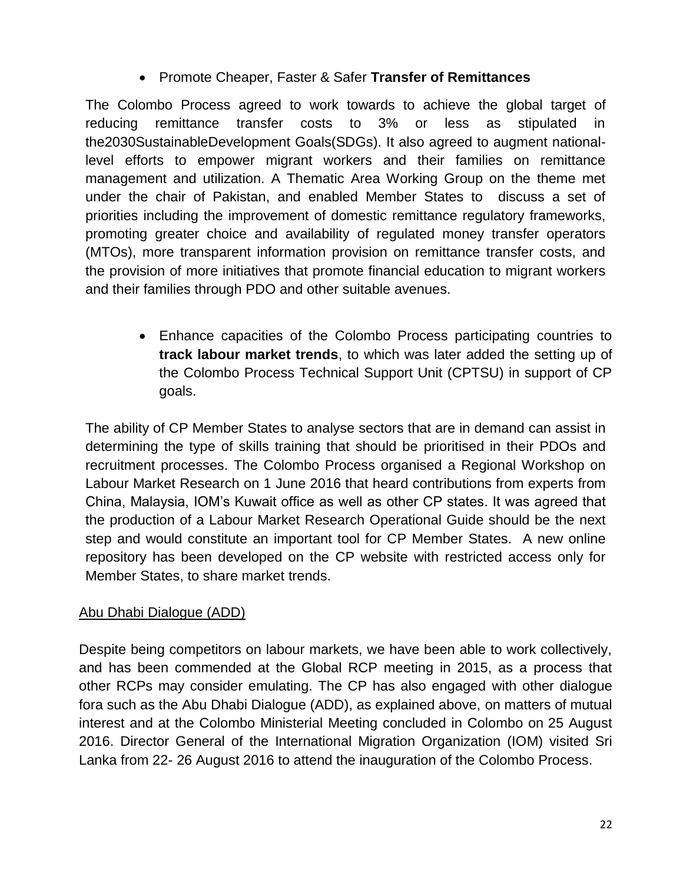- Promote Cheaper, Faster & Safer **Transfer of Remittances**

The Colombo Process agreed to work towards to achieve the global target of reducing remittance transfer costs to 3% or less as stipulated in the2030SustainableDevelopment Goals(SDGs). It also agreed to augment national-level efforts to empower migrant workers and their families on remittance management and utilization. A Thematic Area Working Group on the theme met under the chair of Pakistan, and enabled Member States to discuss a set of priorities including the improvement of domestic remittance regulatory frameworks, promoting greater choice and availability of regulated money transfer operators (MTOs), more transparent information provision on remittance transfer costs, and the provision of more initiatives that promote financial education to migrant workers and their families through PDO and other suitable avenues.

- Enhance capacities of the Colombo Process participating countries to **track labour market trends**, to which was later added the setting up of the Colombo Process Technical Support Unit (CPTSU) in support of CP goals.

The ability of CP Member States to analyse sectors that are in demand can assist in determining the type of skills training that should be prioritised in their PDOs and recruitment processes. The Colombo Process organised a Regional Workshop on Labour Market Research on 1 June 2016 that heard contributions from experts from China, Malaysia, IOM's Kuwait office as well as other CP states. It was agreed that the production of a Labour Market Research Operational Guide should be the next step and would constitute an important tool for CP Member States. A new online repository has been developed on the CP website with restricted access only for Member States, to share market trends.

<u>Abu Dhabi Dialogue (ADD)</u>

Despite being competitors on labour markets, we have been able to work collectively, and has been commended at the Global RCP meeting in 2015, as a process that other RCPs may consider emulating. The CP has also engaged with other dialogue fora such as the Abu Dhabi Dialogue (ADD), as explained above, on matters of mutual interest and at the Colombo Ministerial Meeting concluded in Colombo on 25 August 2016. Director General of the International Migration Organization (IOM) visited Sri Lanka from 22- 26 August 2016 to attend the inauguration of the Colombo Process.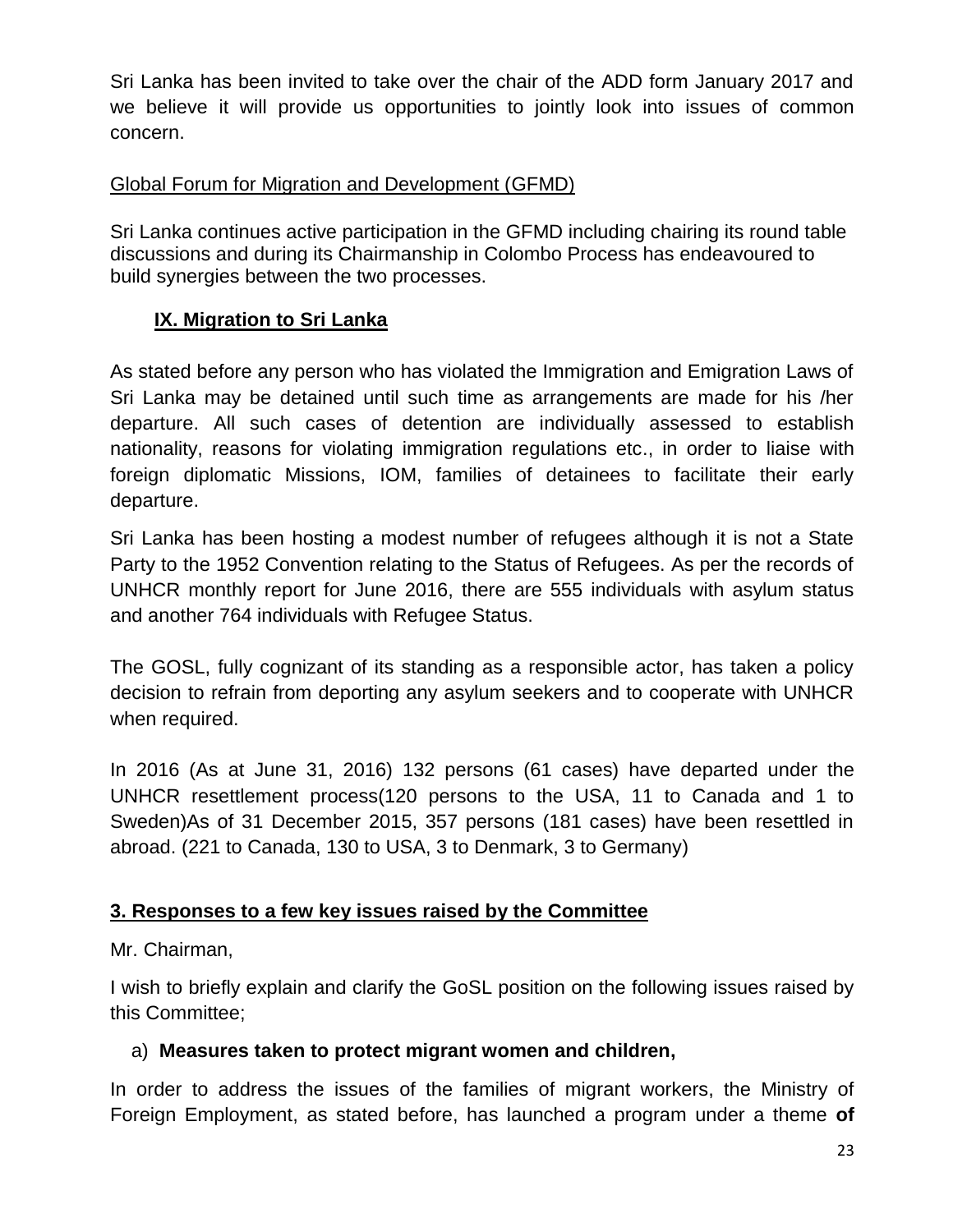Sri Lanka has been invited to take over the chair of the ADD form January 2017 and we believe it will provide us opportunities to jointly look into issues of common concern.

Global Forum for Migration and Development (GFMD)

Sri Lanka continues active participation in the GFMD including chairing its round table discussions and during its Chairmanship in Colombo Process has endeavoured to build synergies between the two processes.

## IX. Migration to Sri Lanka

As stated before any person who has violated the Immigration and Emigration Laws of Sri Lanka may be detained until such time as arrangements are made for his /her departure. All such cases of detention are individually assessed to establish nationality, reasons for violating immigration regulations etc., in order to liaise with foreign diplomatic Missions, IOM, families of detainees to facilitate their early departure.

Sri Lanka has been hosting a modest number of refugees although it is not a State Party to the 1952 Convention relating to the Status of Refugees. As per the records of UNHCR monthly report for June 2016, there are 555 individuals with asylum status and another 764 individuals with Refugee Status.

The GOSL, fully cognizant of its standing as a responsible actor, has taken a policy decision to refrain from deporting any asylum seekers and to cooperate with UNHCR when required.

In 2016 (As at June 31, 2016) 132 persons (61 cases) have departed under the UNHCR resettlement process(120 persons to the USA, 11 to Canada and 1 to Sweden)As of 31 December 2015, 357 persons (181 cases) have been resettled in abroad. (221 to Canada, 130 to USA, 3 to Denmark, 3 to Germany)

## 3. Responses to a few key issues raised by the Committee

Mr. Chairman,

I wish to briefly explain and clarify the GoSL position on the following issues raised by this Committee;

a) **Measures taken to protect migrant women and children,**

In order to address the issues of the families of migrant workers, the Ministry of Foreign Employment, as stated before, has launched a program under a theme **of**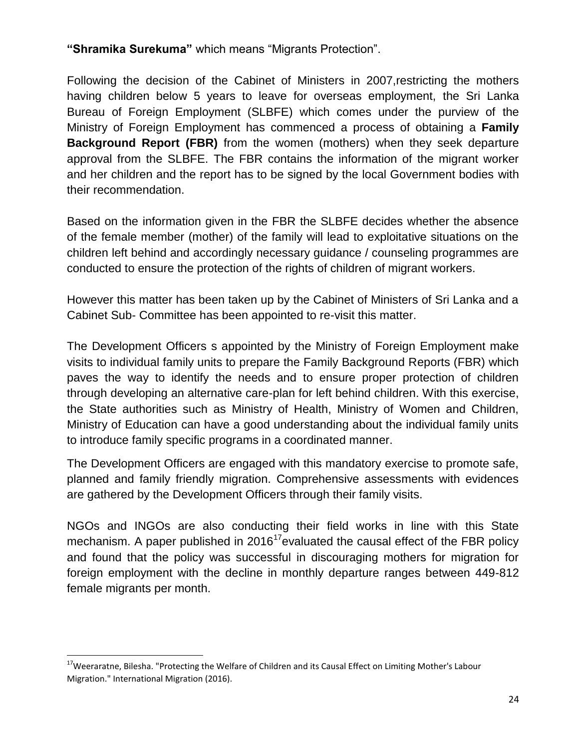**"Shramika Surekuma"** which means "Migrants Protection".

Following the decision of the Cabinet of Ministers in 2007,restricting the mothers having children below 5 years to leave for overseas employment, the Sri Lanka Bureau of Foreign Employment (SLBFE) which comes under the purview of the Ministry of Foreign Employment has commenced a process of obtaining a **Family Background Report (FBR)** from the women (mothers) when they seek departure approval from the SLBFE. The FBR contains the information of the migrant worker and her children and the report has to be signed by the local Government bodies with their recommendation.

Based on the information given in the FBR the SLBFE decides whether the absence of the female member (mother) of the family will lead to exploitative situations on the children left behind and accordingly necessary guidance / counseling programmes are conducted to ensure the protection of the rights of children of migrant workers.

However this matter has been taken up by the Cabinet of Ministers of Sri Lanka and a Cabinet Sub- Committee has been appointed to re-visit this matter.

The Development Officers s appointed by the Ministry of Foreign Employment make visits to individual family units to prepare the Family Background Reports (FBR) which paves the way to identify the needs and to ensure proper protection of children through developing an alternative care-plan for left behind children. With this exercise, the State authorities such as Ministry of Health, Ministry of Women and Children, Ministry of Education can have a good understanding about the individual family units to introduce family specific programs in a coordinated manner.

The Development Officers are engaged with this mandatory exercise to promote safe, planned and family friendly migration. Comprehensive assessments with evidences are gathered by the Development Officers through their family visits.

NGOs and INGOs are also conducting their field works in line with this State mechanism. A paper published in 2016[17]evaluated the causal effect of the FBR policy and found that the policy was successful in discouraging mothers for migration for foreign employment with the decline in monthly departure ranges between 449-812 female migrants per month.

---

[17]Weeraratne, Bilesha. "Protecting the Welfare of Children and its Causal Effect on Limiting Mother's Labour Migration." International Migration (2016).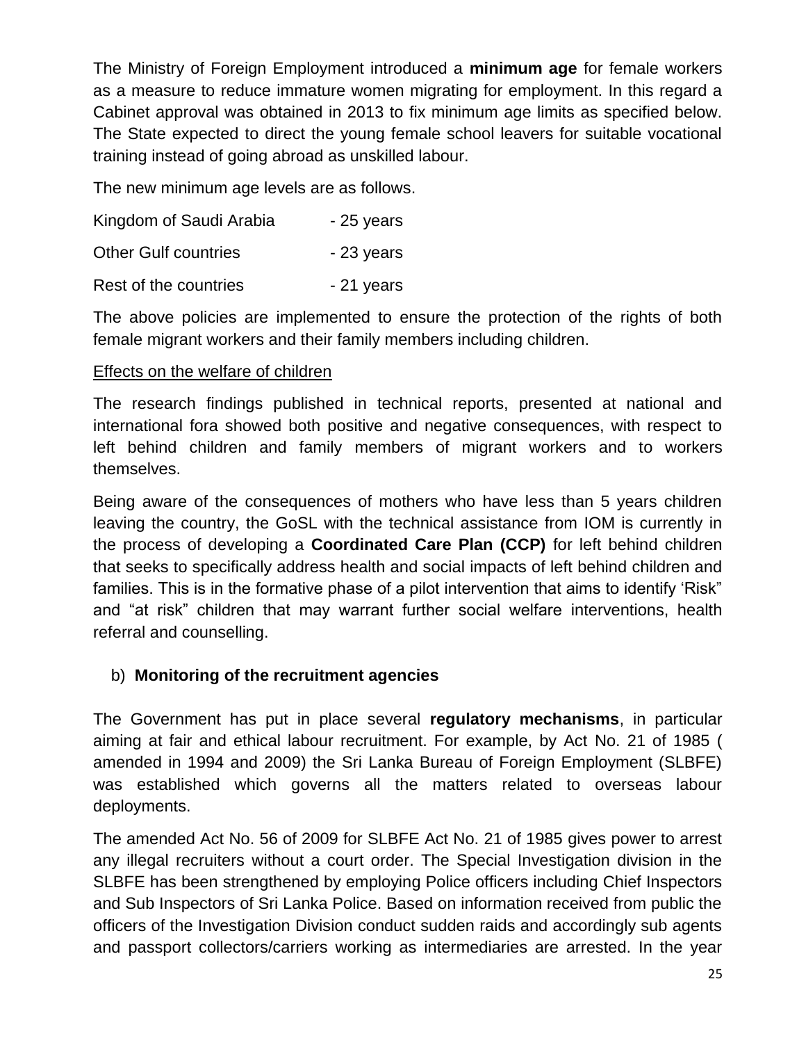The Ministry of Foreign Employment introduced a **minimum age** for female workers as a measure to reduce immature women migrating for employment. In this regard a Cabinet approval was obtained in 2013 to fix minimum age limits as specified below. The State expected to direct the young female school leavers for suitable vocational training instead of going abroad as unskilled labour.

The new minimum age levels are as follows.

| | |
|---|---|
| Kingdom of Saudi Arabia | - 25 years |
| Other Gulf countries | - 23 years |
| Rest of the countries | - 21 years |

The above policies are implemented to ensure the protection of the rights of both female migrant workers and their family members including children.

<u>Effects on the welfare of children</u>

The research findings published in technical reports, presented at national and international fora showed both positive and negative consequences, with respect to left behind children and family members of migrant workers and to workers themselves.

Being aware of the consequences of mothers who have less than 5 years children leaving the country, the GoSL with the technical assistance from IOM is currently in the process of developing a **Coordinated Care Plan (CCP)** for left behind children that seeks to specifically address health and social impacts of left behind children and families. This is in the formative phase of a pilot intervention that aims to identify 'Risk" and "at risk" children that may warrant further social welfare interventions, health referral and counselling.

b) **Monitoring of the recruitment agencies**

The Government has put in place several **regulatory mechanisms**, in particular aiming at fair and ethical labour recruitment. For example, by Act No. 21 of 1985 ( amended in 1994 and 2009) the Sri Lanka Bureau of Foreign Employment (SLBFE) was established which governs all the matters related to overseas labour deployments.

The amended Act No. 56 of 2009 for SLBFE Act No. 21 of 1985 gives power to arrest any illegal recruiters without a court order. The Special Investigation division in the SLBFE has been strengthened by employing Police officers including Chief Inspectors and Sub Inspectors of Sri Lanka Police. Based on information received from public the officers of the Investigation Division conduct sudden raids and accordingly sub agents and passport collectors/carriers working as intermediaries are arrested. In the year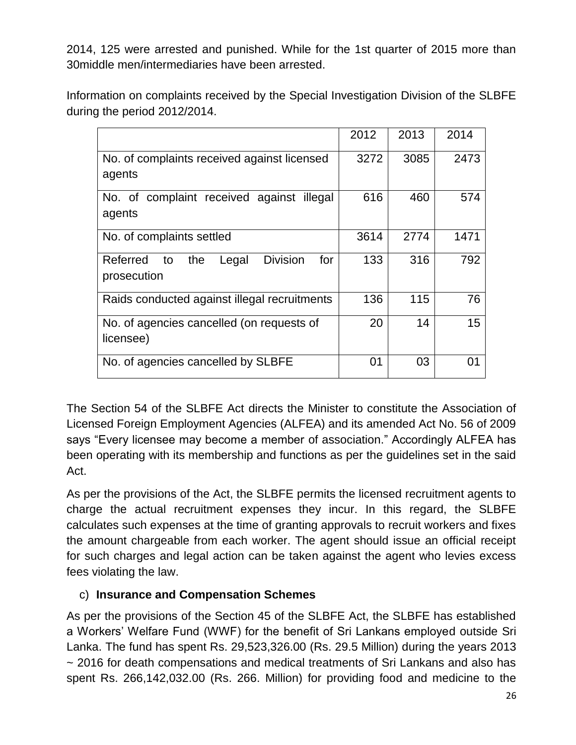2014, 125 were arrested and punished. While for the 1st quarter of 2015 more than 30middle men/intermediaries have been arrested.

Information on complaints received by the Special Investigation Division of the SLBFE during the period 2012/2014.

| | 2012 | 2013 | 2014 |
|---|---|---|---|
| No. of complaints received against licensed agents | 3272 | 3085 | 2473 |
| No. of complaint received against illegal agents | 616 | 460 | 574 |
| No. of complaints settled | 3614 | 2774 | 1471 |
| Referred to the Legal Division for prosecution | 133 | 316 | 792 |
| Raids conducted against illegal recruitments | 136 | 115 | 76 |
| No. of agencies cancelled (on requests of licensee) | 20 | 14 | 15 |
| No. of agencies cancelled by SLBFE | 01 | 03 | 01 |

The Section 54 of the SLBFE Act directs the Minister to constitute the Association of Licensed Foreign Employment Agencies (ALFEA) and its amended Act No. 56 of 2009 says "Every licensee may become a member of association." Accordingly ALFEA has been operating with its membership and functions as per the guidelines set in the said Act.

As per the provisions of the Act, the SLBFE permits the licensed recruitment agents to charge the actual recruitment expenses they incur. In this regard, the SLBFE calculates such expenses at the time of granting approvals to recruit workers and fixes the amount chargeable from each worker. The agent should issue an official receipt for such charges and legal action can be taken against the agent who levies excess fees violating the law.

c) **Insurance and Compensation Schemes**

As per the provisions of the Section 45 of the SLBFE Act, the SLBFE has established a Workers' Welfare Fund (WWF) for the benefit of Sri Lankans employed outside Sri Lanka. The fund has spent Rs. 29,523,326.00 (Rs. 29.5 Million) during the years 2013 ~ 2016 for death compensations and medical treatments of Sri Lankans and also has spent Rs. 266,142,032.00 (Rs. 266. Million) for providing food and medicine to the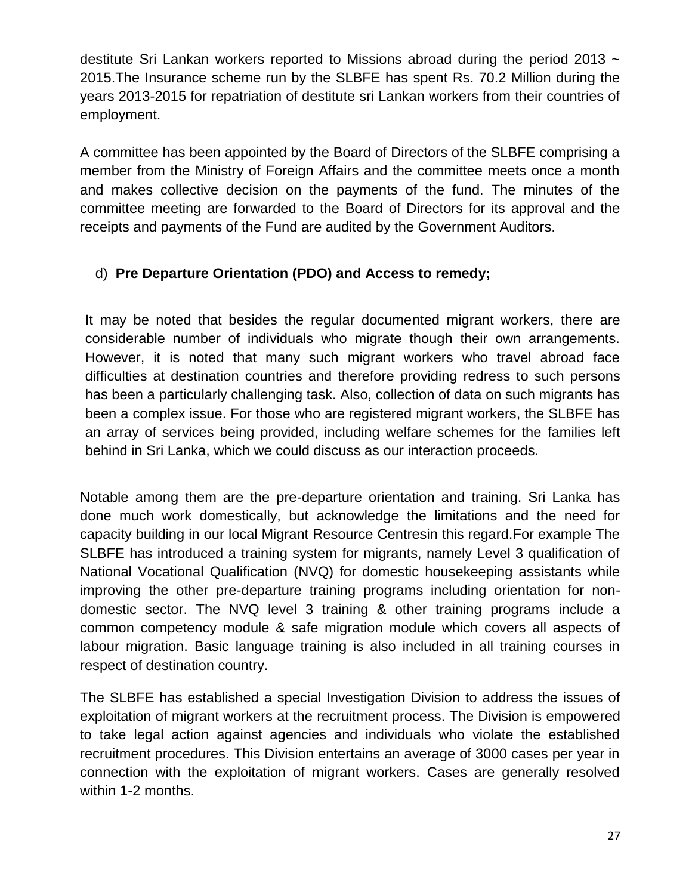destitute Sri Lankan workers reported to Missions abroad during the period 2013 ~ 2015.The Insurance scheme run by the SLBFE has spent Rs. 70.2 Million during the years 2013-2015 for repatriation of destitute sri Lankan workers from their countries of employment.

A committee has been appointed by the Board of Directors of the SLBFE comprising a member from the Ministry of Foreign Affairs and the committee meets once a month and makes collective decision on the payments of the fund. The minutes of the committee meeting are forwarded to the Board of Directors for its approval and the receipts and payments of the Fund are audited by the Government Auditors.

d) **Pre Departure Orientation (PDO) and Access to remedy;**

It may be noted that besides the regular documented migrant workers, there are considerable number of individuals who migrate though their own arrangements. However, it is noted that many such migrant workers who travel abroad face difficulties at destination countries and therefore providing redress to such persons has been a particularly challenging task. Also, collection of data on such migrants has been a complex issue. For those who are registered migrant workers, the SLBFE has an array of services being provided, including welfare schemes for the families left behind in Sri Lanka, which we could discuss as our interaction proceeds.

Notable among them are the pre-departure orientation and training. Sri Lanka has done much work domestically, but acknowledge the limitations and the need for capacity building in our local Migrant Resource Centresin this regard.For example The SLBFE has introduced a training system for migrants, namely Level 3 qualification of National Vocational Qualification (NVQ) for domestic housekeeping assistants while improving the other pre-departure training programs including orientation for non-domestic sector. The NVQ level 3 training & other training programs include a common competency module & safe migration module which covers all aspects of labour migration. Basic language training is also included in all training courses in respect of destination country.

The SLBFE has established a special Investigation Division to address the issues of exploitation of migrant workers at the recruitment process. The Division is empowered to take legal action against agencies and individuals who violate the established recruitment procedures. This Division entertains an average of 3000 cases per year in connection with the exploitation of migrant workers. Cases are generally resolved within 1-2 months.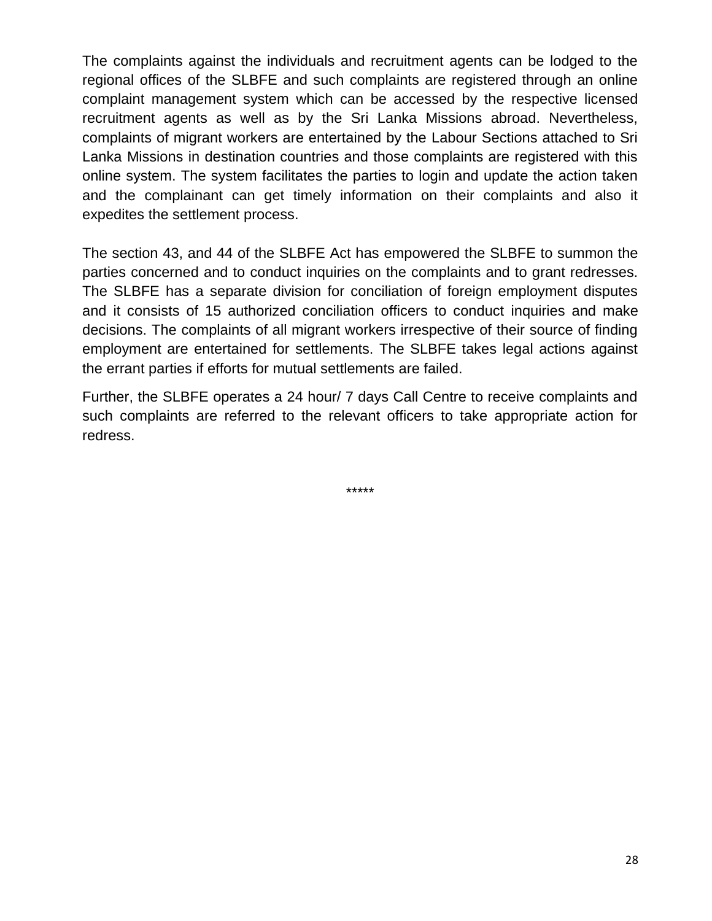The complaints against the individuals and recruitment agents can be lodged to the regional offices of the SLBFE and such complaints are registered through an online complaint management system which can be accessed by the respective licensed recruitment agents as well as by the Sri Lanka Missions abroad. Nevertheless, complaints of migrant workers are entertained by the Labour Sections attached to Sri Lanka Missions in destination countries and those complaints are registered with this online system. The system facilitates the parties to login and update the action taken and the complainant can get timely information on their complaints and also it expedites the settlement process.

The section 43, and 44 of the SLBFE Act has empowered the SLBFE to summon the parties concerned and to conduct inquiries on the complaints and to grant redresses. The SLBFE has a separate division for conciliation of foreign employment disputes and it consists of 15 authorized conciliation officers to conduct inquiries and make decisions. The complaints of all migrant workers irrespective of their source of finding employment are entertained for settlements. The SLBFE takes legal actions against the errant parties if efforts for mutual settlements are failed.

Further, the SLBFE operates a 24 hour/ 7 days Call Centre to receive complaints and such complaints are referred to the relevant officers to take appropriate action for redress.

*****